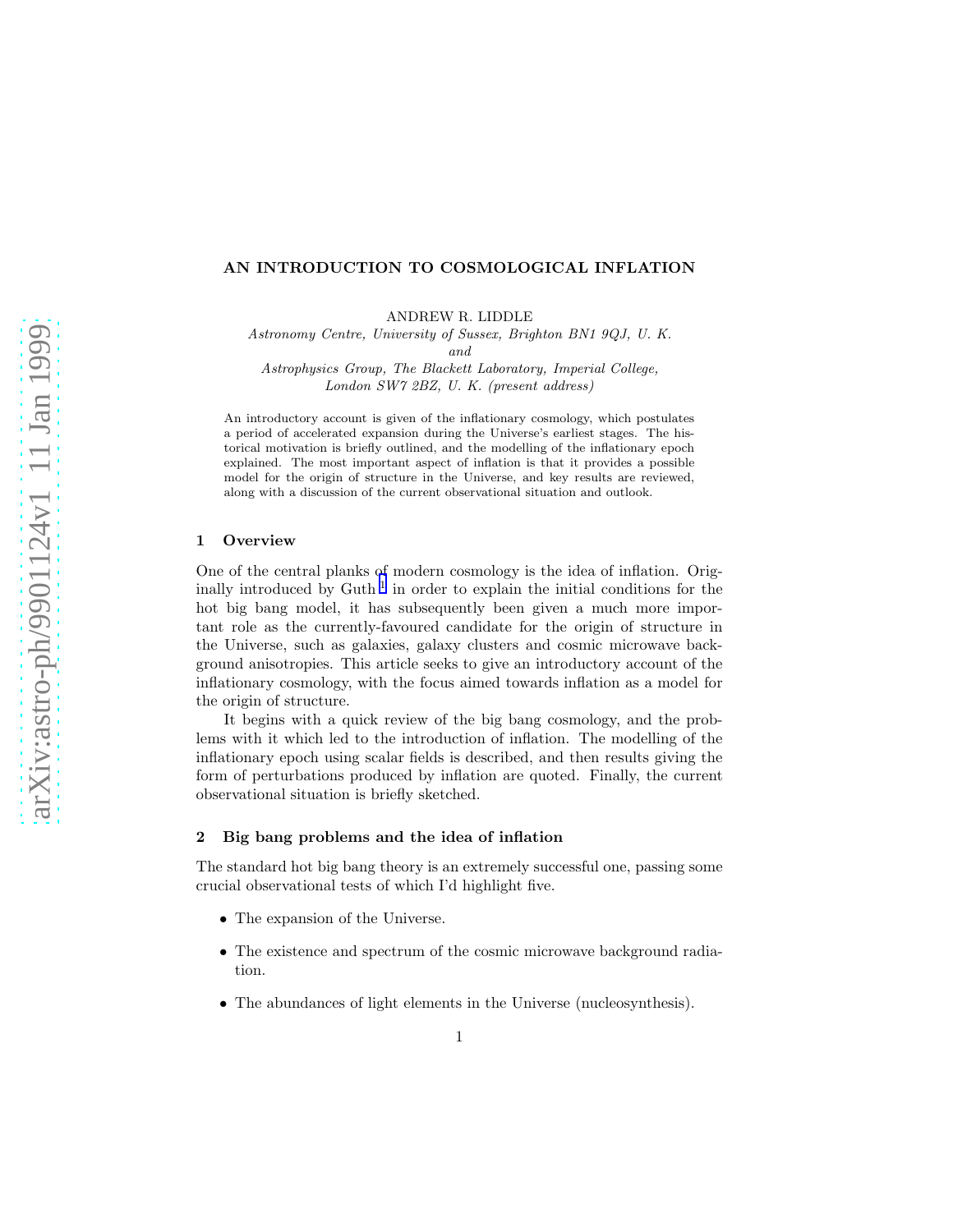# AN INTRODUCTION TO COSMOLOGICAL INFLATION

ANDREW R. LIDDLE

*Astronomy Centre, University of Sussex, Brighton BN1 9QJ, U. K.*
*and*
*Astrophysics Group, The Blackett Laboratory, Imperial College, London SW7 2BZ, U. K. (present address)*

An introductory account is given of the inflationary cosmology, which postulates a period of accelerated expansion during the Universe's earliest stages. The historical motivation is briefly outlined, and the modelling of the inflationary epoch explained. The most important aspect of inflation is that it provides a possible model for the origin of structure in the Universe, and key results are reviewed, along with a discussion of the current observational situation and outlook.

## 1 Overview

One of the central planks of modern cosmology is the idea of inflation. Originally introduced by Guth [1] in order to explain the initial conditions for the hot big bang model, it has subsequently been given a much more important role as the currently-favoured candidate for the origin of structure in the Universe, such as galaxies, galaxy clusters and cosmic microwave background anisotropies. This article seeks to give an introductory account of the inflationary cosmology, with the focus aimed towards inflation as a model for the origin of structure.

It begins with a quick review of the big bang cosmology, and the problems with it which led to the introduction of inflation. The modelling of the inflationary epoch using scalar fields is described, and then results giving the form of perturbations produced by inflation are quoted. Finally, the current observational situation is briefly sketched.

## 2 Big bang problems and the idea of inflation

The standard hot big bang theory is an extremely successful one, passing some crucial observational tests of which I'd highlight five.

- The expansion of the Universe.
- The existence and spectrum of the cosmic microwave background radiation.
- The abundances of light elements in the Universe (nucleosynthesis).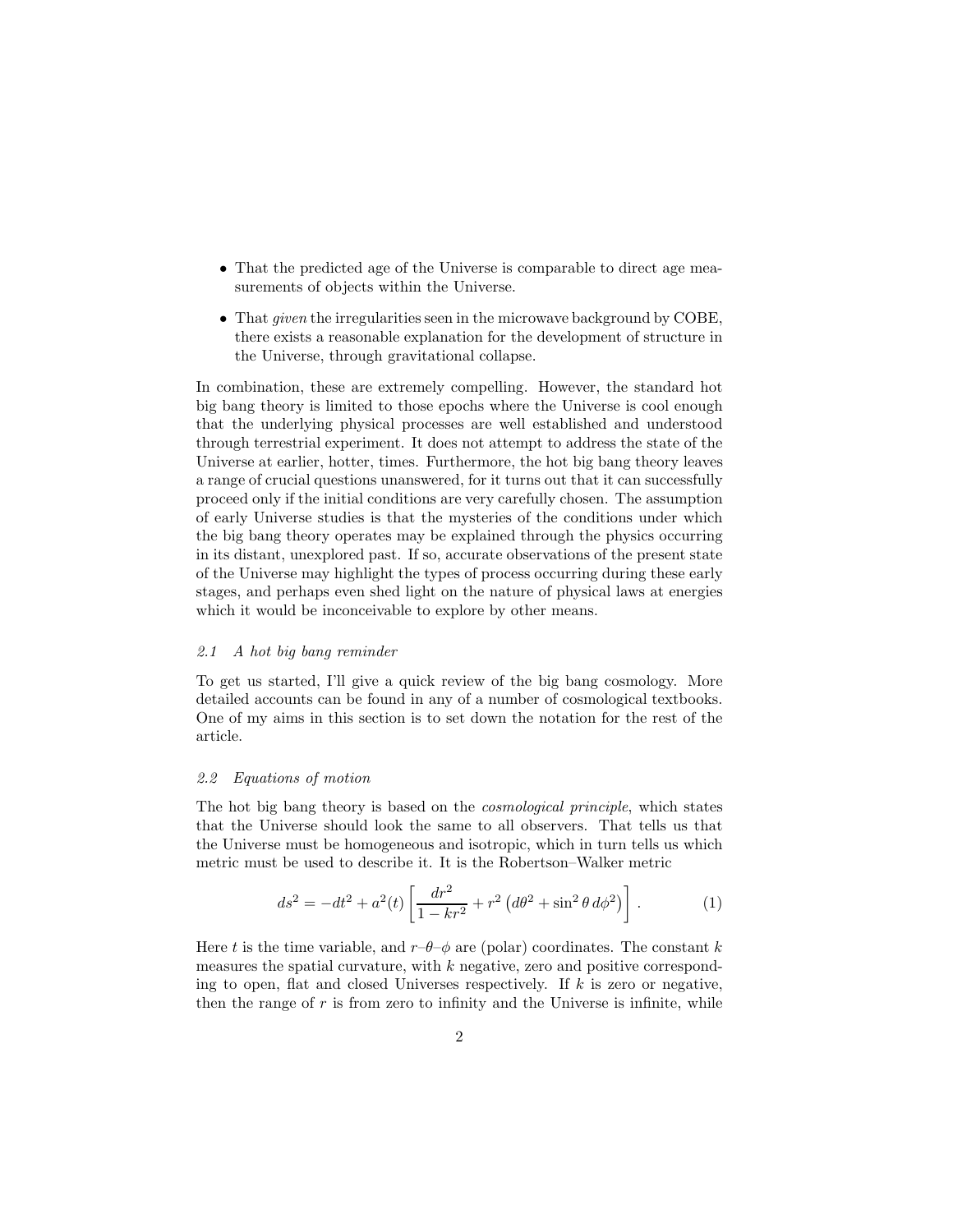- That the predicted age of the Universe is comparable to direct age measurements of objects within the Universe.
- That *given* the irregularities seen in the microwave background by COBE, there exists a reasonable explanation for the development of structure in the Universe, through gravitational collapse.

In combination, these are extremely compelling. However, the standard hot big bang theory is limited to those epochs where the Universe is cool enough that the underlying physical processes are well established and understood through terrestrial experiment. It does not attempt to address the state of the Universe at earlier, hotter, times. Furthermore, the hot big bang theory leaves a range of crucial questions unanswered, for it turns out that it can successfully proceed only if the initial conditions are very carefully chosen. The assumption of early Universe studies is that the mysteries of the conditions under which the big bang theory operates may be explained through the physics occurring in its distant, unexplored past. If so, accurate observations of the present state of the Universe may highlight the types of process occurring during these early stages, and perhaps even shed light on the nature of physical laws at energies which it would be inconceivable to explore by other means.

### *2.1 A hot big bang reminder*

To get us started, I'll give a quick review of the big bang cosmology. More detailed accounts can be found in any of a number of cosmological textbooks. One of my aims in this section is to set down the notation for the rest of the article.

### *2.2 Equations of motion*

The hot big bang theory is based on the *cosmological principle*, which states that the Universe should look the same to all observers. That tells us that the Universe must be homogeneous and isotropic, which in turn tells us which metric must be used to describe it. It is the Robertson–Walker metric

$$ds^2 = -dt^2 + a^2(t)\left[\frac{dr^2}{1-kr^2} + r^2\left(d\theta^2 + \sin^2\theta\, d\phi^2\right)\right]. \tag{1}$$

Here $t$ is the time variable, and $r$–$\theta$–$\phi$ are (polar) coordinates. The constant $k$ measures the spatial curvature, with $k$ negative, zero and positive corresponding to open, flat and closed Universes respectively. If $k$ is zero or negative, then the range of $r$ is from zero to infinity and the Universe is infinite, while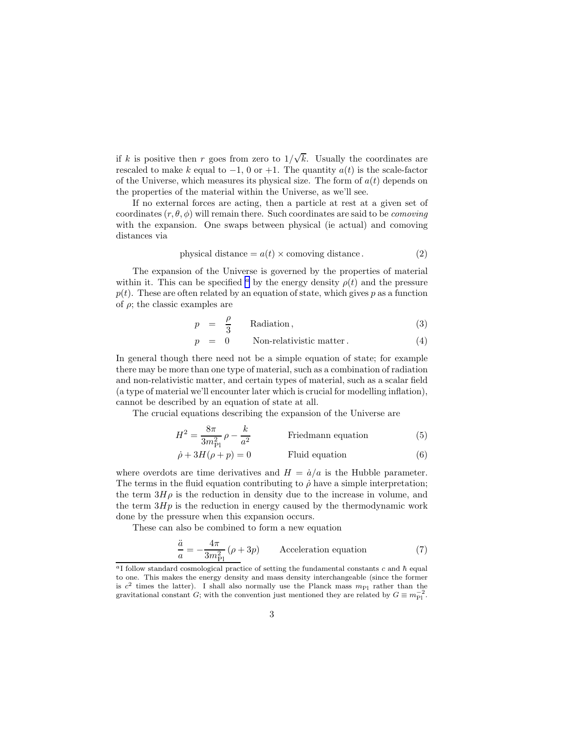if $k$ is positive then $r$ goes from zero to $1/\sqrt{k}$. Usually the coordinates are rescaled to make $k$ equal to $-1$, 0 or $+1$. The quantity $a(t)$ is the scale-factor of the Universe, which measures its physical size. The form of $a(t)$ depends on the properties of the material within the Universe, as we'll see.

If no external forces are acting, then a particle at rest at a given set of coordinates $(r, \theta, \phi)$ will remain there. Such coordinates are said to be *comoving* with the expansion. One swaps between physical (ie actual) and comoving distances via

$$\text{physical distance} = a(t) \times \text{comoving distance}\,. \tag{2}$$

The expansion of the Universe is governed by the properties of material within it. This can be specified [a] by the energy density $\rho(t)$ and the pressure $p(t)$. These are often related by an equation of state, which gives $p$ as a function of $\rho$; the classic examples are

$$p = \frac{\rho}{3} \qquad \text{Radiation}\,, \tag{3}$$

$$p = 0 \qquad \text{Non-relativistic matter}\,. \tag{4}$$

In general though there need not be a simple equation of state; for example there may be more than one type of material, such as a combination of radiation and non-relativistic matter, and certain types of material, such as a scalar field (a type of material we'll encounter later which is crucial for modelling inflation), cannot be described by an equation of state at all.

The crucial equations describing the expansion of the Universe are

$$H^2 = \frac{8\pi}{3m_{\rm Pl}^2}\,\rho - \frac{k}{a^2} \qquad \text{Friedmann equation} \tag{5}$$

$$\dot{\rho} + 3H(\rho + p) = 0 \qquad \text{Fluid equation} \tag{6}$$

where overdots are time derivatives and $H = \dot{a}/a$ is the Hubble parameter. The terms in the fluid equation contributing to $\dot{\rho}$ have a simple interpretation; the term $3H\rho$ is the reduction in density due to the increase in volume, and the term $3Hp$ is the reduction in energy caused by the thermodynamic work done by the pressure when this expansion occurs.

These can also be combined to form a new equation

$$\frac{\ddot{a}}{a} = -\frac{4\pi}{3m_{\rm Pl}^2}\,(\rho + 3p) \qquad \text{Acceleration equation} \tag{7}$$

[a] I follow standard cosmological practice of setting the fundamental constants $c$ and $\hbar$ equal to one. This makes the energy density and mass density interchangeable (since the former is $c^2$ times the latter). I shall also normally use the Planck mass $m_{\rm Pl}$ rather than the gravitational constant $G$; with the convention just mentioned they are related by $G \equiv m_{\rm Pl}^{-2}$.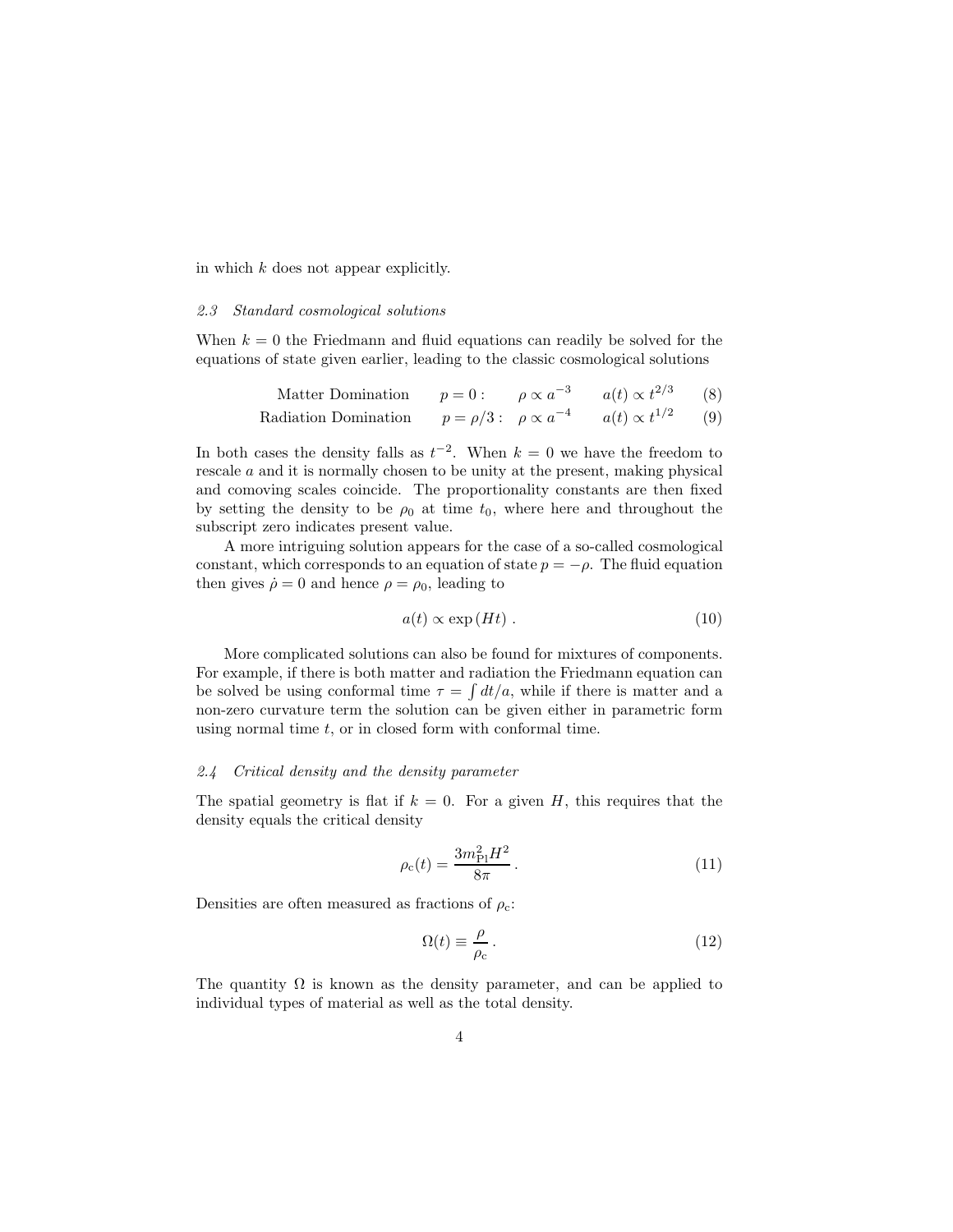in which $k$ does not appear explicitly.

### *2.3 Standard cosmological solutions*

When $k = 0$ the Friedmann and fluid equations can readily be solved for the equations of state given earlier, leading to the classic cosmological solutions

$$
\begin{array}{llll}
\text{Matter Domination} & p = 0: & \rho \propto a^{-3} & a(t) \propto t^{2/3} \qquad (8) \\
\text{Radiation Domination} & p = \rho/3: & \rho \propto a^{-4} & a(t) \propto t^{1/2} \qquad (9)
\end{array}
$$

In both cases the density falls as $t^{-2}$. When $k = 0$ we have the freedom to rescale $a$ and it is normally chosen to be unity at the present, making physical and comoving scales coincide. The proportionality constants are then fixed by setting the density to be $\rho_0$ at time $t_0$, where here and throughout the subscript zero indicates present value.

A more intriguing solution appears for the case of a so-called cosmological constant, which corresponds to an equation of state $p = -\rho$. The fluid equation then gives $\dot{\rho} = 0$ and hence $\rho = \rho_0$, leading to

$$
a(t) \propto \exp{(Ht)} \, . \tag{10}
$$

More complicated solutions can also be found for mixtures of components. For example, if there is both matter and radiation the Friedmann equation can be solved be using conformal time $\tau = \int dt/a$, while if there is matter and a non-zero curvature term the solution can be given either in parametric form using normal time $t$, or in closed form with conformal time.

### *2.4 Critical density and the density parameter*

The spatial geometry is flat if $k = 0$. For a given $H$, this requires that the density equals the critical density

$$
\rho_{\rm c}(t) = \frac{3 m_{\rm Pl}^2 H^2}{8\pi} \, . \tag{11}
$$

Densities are often measured as fractions of $\rho_{\rm c}$:

$$
\Omega(t) \equiv \frac{\rho}{\rho_{\rm c}} \, . \tag{12}
$$

The quantity $\Omega$ is known as the density parameter, and can be applied to individual types of material as well as the total density.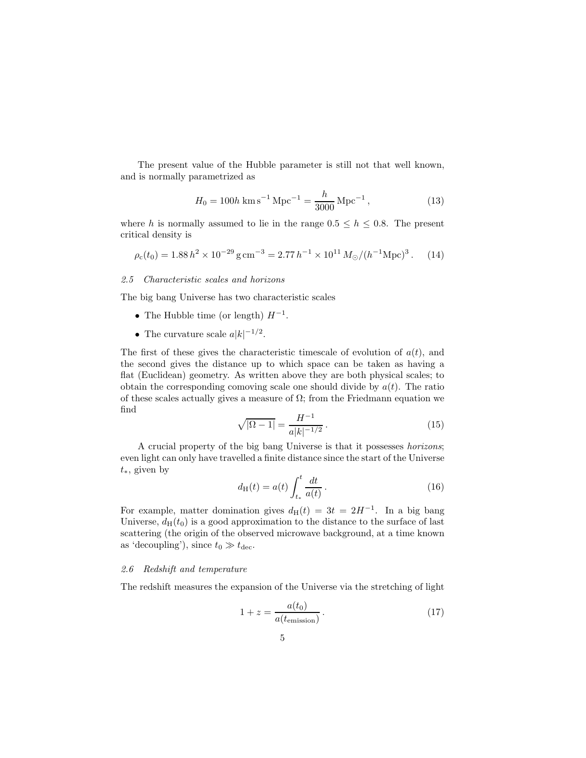The present value of the Hubble parameter is still not that well known, and is normally parametrized as

$$H_0 = 100h\,\mathrm{km\,s^{-1}\,Mpc^{-1}} = \frac{h}{3000}\,\mathrm{Mpc}^{-1}\,, \tag{13}$$

where $h$ is normally assumed to lie in the range $0.5 \leq h \leq 0.8$. The present critical density is

$$\rho_{\mathrm{c}}(t_0) = 1.88\,h^2 \times 10^{-29}\,\mathrm{g\,cm^{-3}} = 2.77\,h^{-1} \times 10^{11}\,M_\odot/(h^{-1}\mathrm{Mpc})^3\,. \tag{14}$$

### *2.5 Characteristic scales and horizons*

The big bang Universe has two characteristic scales

- The Hubble time (or length) $H^{-1}$.
- The curvature scale $a|k|^{-1/2}$.

The first of these gives the characteristic timescale of evolution of $a(t)$, and the second gives the distance up to which space can be taken as having a flat (Euclidean) geometry. As written above they are both physical scales; to obtain the corresponding comoving scale one should divide by $a(t)$. The ratio of these scales actually gives a measure of $\Omega$; from the Friedmann equation we find

$$\sqrt{|\Omega - 1|} = \frac{H^{-1}}{a|k|^{-1/2}}\,. \tag{15}$$

A crucial property of the big bang Universe is that it possesses *horizons*; even light can only have travelled a finite distance since the start of the Universe $t_*$, given by

$$d_{\mathrm{H}}(t) = a(t) \int_{t_*}^{t} \frac{dt}{a(t)}\,. \tag{16}$$

For example, matter domination gives $d_{\mathrm{H}}(t) = 3t = 2H^{-1}$. In a big bang Universe, $d_{\mathrm{H}}(t_0)$ is a good approximation to the distance to the surface of last scattering (the origin of the observed microwave background, at a time known as 'decoupling'), since $t_0 \gg t_{\mathrm{dec}}$.

### *2.6 Redshift and temperature*

The redshift measures the expansion of the Universe via the stretching of light

$$1 + z = \frac{a(t_0)}{a(t_{\mathrm{emission}})}\,. \tag{17}$$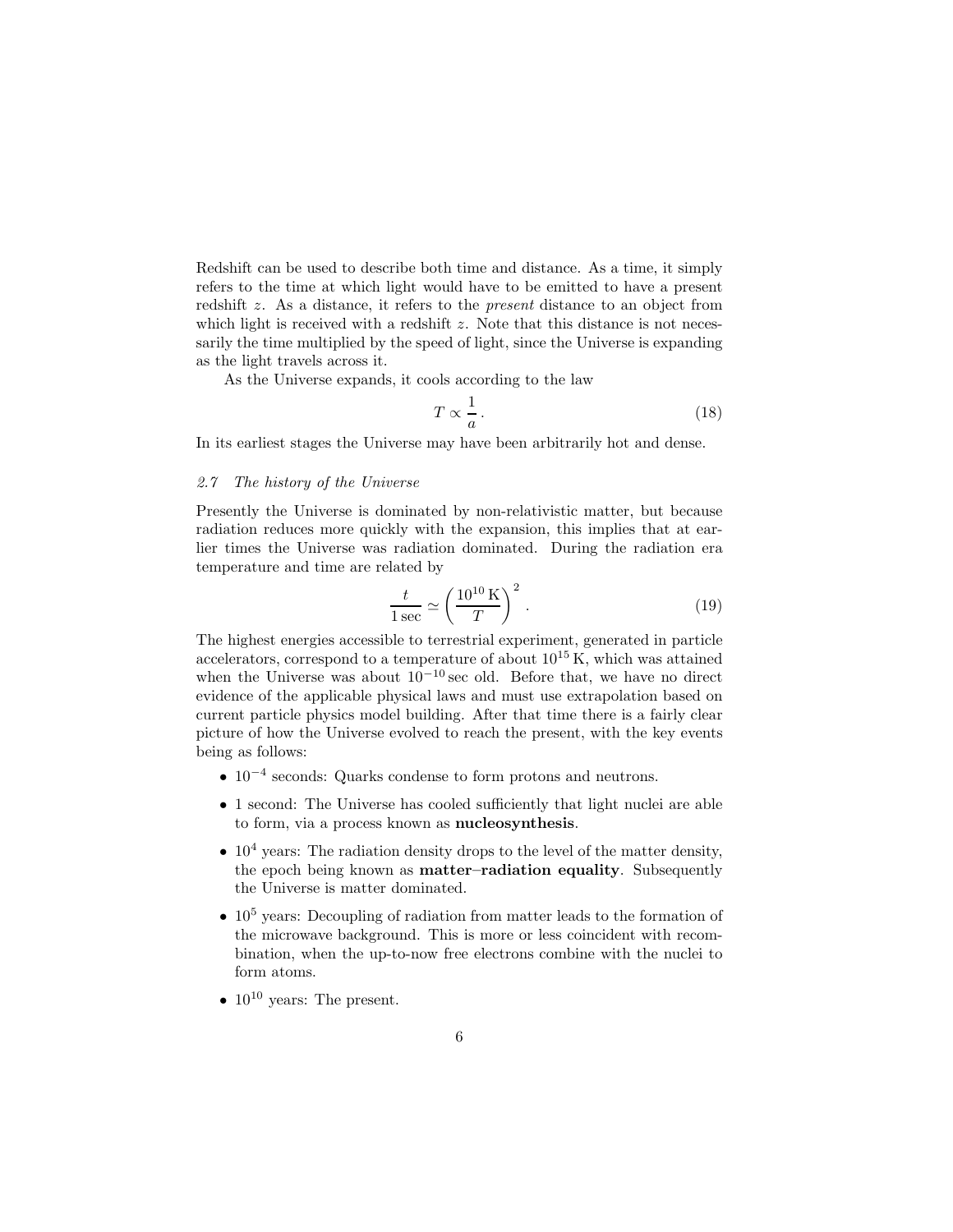Redshift can be used to describe both time and distance. As a time, it simply refers to the time at which light would have to be emitted to have a present redshift $z$. As a distance, it refers to the *present* distance to an object from which light is received with a redshift $z$. Note that this distance is not necessarily the time multiplied by the speed of light, since the Universe is expanding as the light travels across it.

As the Universe expands, it cools according to the law

$$T \propto \frac{1}{a} . \tag{18}$$

In its earliest stages the Universe may have been arbitrarily hot and dense.

### *2.7 The history of the Universe*

Presently the Universe is dominated by non-relativistic matter, but because radiation reduces more quickly with the expansion, this implies that at earlier times the Universe was radiation dominated. During the radiation era temperature and time are related by

$$\frac{t}{1\,\mathrm{sec}} \simeq \left( \frac{10^{10}\,\mathrm{K}}{T} \right)^2 . \tag{19}$$

The highest energies accessible to terrestrial experiment, generated in particle accelerators, correspond to a temperature of about $10^{15}\,\mathrm{K}$, which was attained when the Universe was about $10^{-10}\,\mathrm{sec}$ old. Before that, we have no direct evidence of the applicable physical laws and must use extrapolation based on current particle physics model building. After that time there is a fairly clear picture of how the Universe evolved to reach the present, with the key events being as follows:

- $10^{-4}$ seconds: Quarks condense to form protons and neutrons.
- 1 second: The Universe has cooled sufficiently that light nuclei are able to form, via a process known as **nucleosynthesis**.
- $10^4$ years: The radiation density drops to the level of the matter density, the epoch being known as **matter–radiation equality**. Subsequently the Universe is matter dominated.
- $10^5$ years: Decoupling of radiation from matter leads to the formation of the microwave background. This is more or less coincident with recombination, when the up-to-now free electrons combine with the nuclei to form atoms.
- $10^{10}$ years: The present.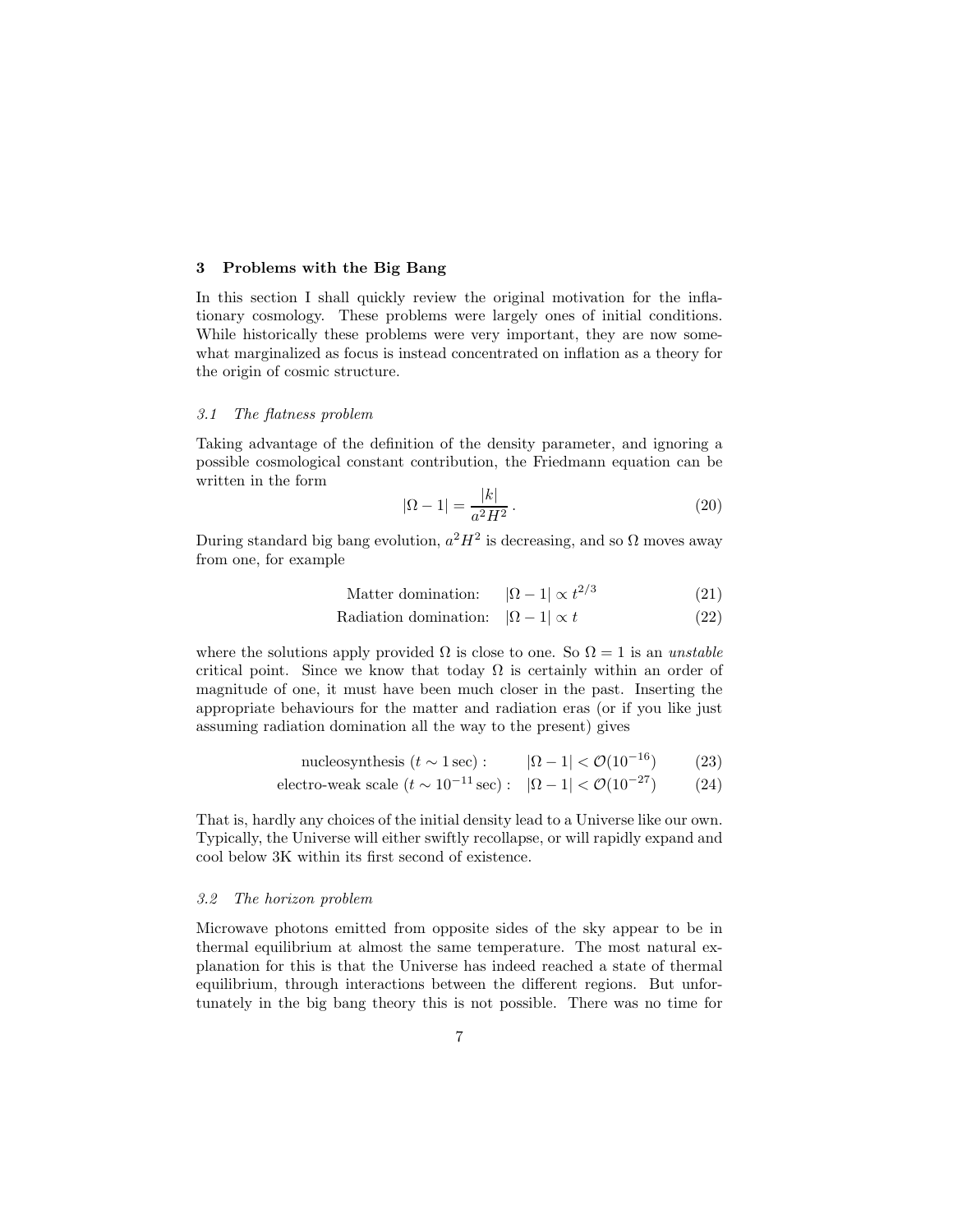## 3 Problems with the Big Bang

In this section I shall quickly review the original motivation for the inflationary cosmology. These problems were largely ones of initial conditions. While historically these problems were very important, they are now somewhat marginalized as focus is instead concentrated on inflation as a theory for the origin of cosmic structure.

### 3.1 The flatness problem

Taking advantage of the definition of the density parameter, and ignoring a possible cosmological constant contribution, the Friedmann equation can be written in the form

$$|\Omega - 1| = \frac{|k|}{a^2 H^2} \,. \tag{20}$$

During standard big bang evolution, $a^2H^2$ is decreasing, and so $\Omega$ moves away from one, for example

$$\text{Matter domination:} \quad |\Omega - 1| \propto t^{2/3} \tag{21}$$

$$\text{Radiation domination:} \quad |\Omega - 1| \propto t \tag{22}$$

where the solutions apply provided $\Omega$ is close to one. So $\Omega = 1$ is an *unstable* critical point. Since we know that today $\Omega$ is certainly within an order of magnitude of one, it must have been much closer in the past. Inserting the appropriate behaviours for the matter and radiation eras (or if you like just assuming radiation domination all the way to the present) gives

$$\text{nucleosynthesis } (t \sim 1\,\text{sec}): \quad |\Omega - 1| < \mathcal{O}(10^{-16}) \tag{23}$$

$$\text{electro-weak scale } (t \sim 10^{-11}\,\text{sec}): \quad |\Omega - 1| < \mathcal{O}(10^{-27}) \tag{24}$$

That is, hardly any choices of the initial density lead to a Universe like our own. Typically, the Universe will either swiftly recollapse, or will rapidly expand and cool below 3K within its first second of existence.

### 3.2 The horizon problem

Microwave photons emitted from opposite sides of the sky appear to be in thermal equilibrium at almost the same temperature. The most natural explanation for this is that the Universe has indeed reached a state of thermal equilibrium, through interactions between the different regions. But unfortunately in the big bang theory this is not possible. There was no time for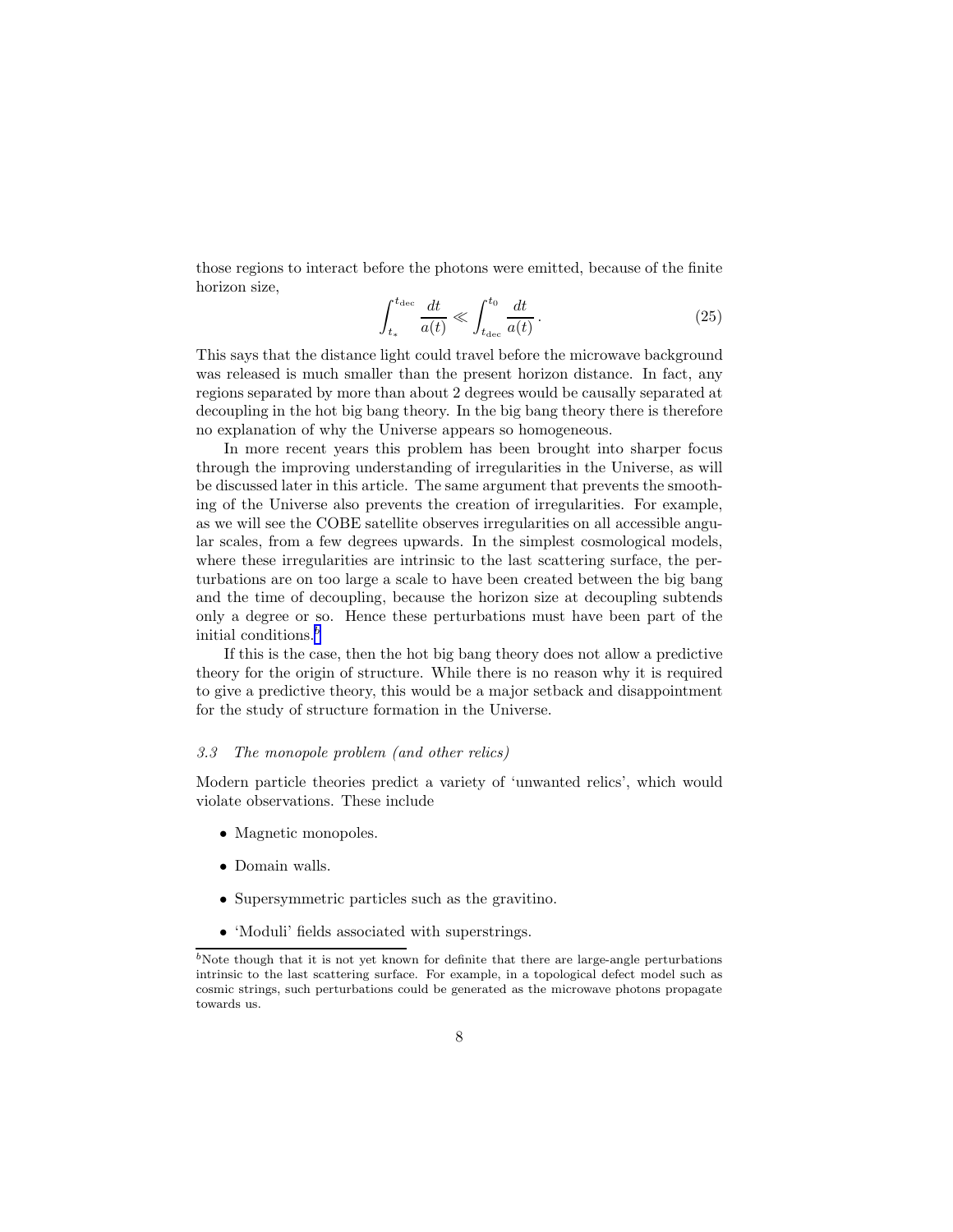those regions to interact before the photons were emitted, because of the finite horizon size,

$$\int_{t_*}^{t_{\rm dec}} \frac{dt}{a(t)} \ll \int_{t_{\rm dec}}^{t_0} \frac{dt}{a(t)} \,. \tag{25}$$

This says that the distance light could travel before the microwave background was released is much smaller than the present horizon distance. In fact, any regions separated by more than about 2 degrees would be causally separated at decoupling in the hot big bang theory. In the big bang theory there is therefore no explanation of why the Universe appears so homogeneous.

In more recent years this problem has been brought into sharper focus through the improving understanding of irregularities in the Universe, as will be discussed later in this article. The same argument that prevents the smoothing of the Universe also prevents the creation of irregularities. For example, as we will see the COBE satellite observes irregularities on all accessible angular scales, from a few degrees upwards. In the simplest cosmological models, where these irregularities are intrinsic to the last scattering surface, the perturbations are on too large a scale to have been created between the big bang and the time of decoupling, because the horizon size at decoupling subtends only a degree or so. Hence these perturbations must have been part of the initial conditions.[b]

If this is the case, then the hot big bang theory does not allow a predictive theory for the origin of structure. While there is no reason why it is required to give a predictive theory, this would be a major setback and disappointment for the study of structure formation in the Universe.

### *3.3 The monopole problem (and other relics)*

Modern particle theories predict a variety of 'unwanted relics', which would violate observations. These include

- Magnetic monopoles.
- Domain walls.
- Supersymmetric particles such as the gravitino.
- 'Moduli' fields associated with superstrings.

[b] Note though that it is not yet known for definite that there are large-angle perturbations intrinsic to the last scattering surface. For example, in a topological defect model such as cosmic strings, such perturbations could be generated as the microwave photons propagate towards us.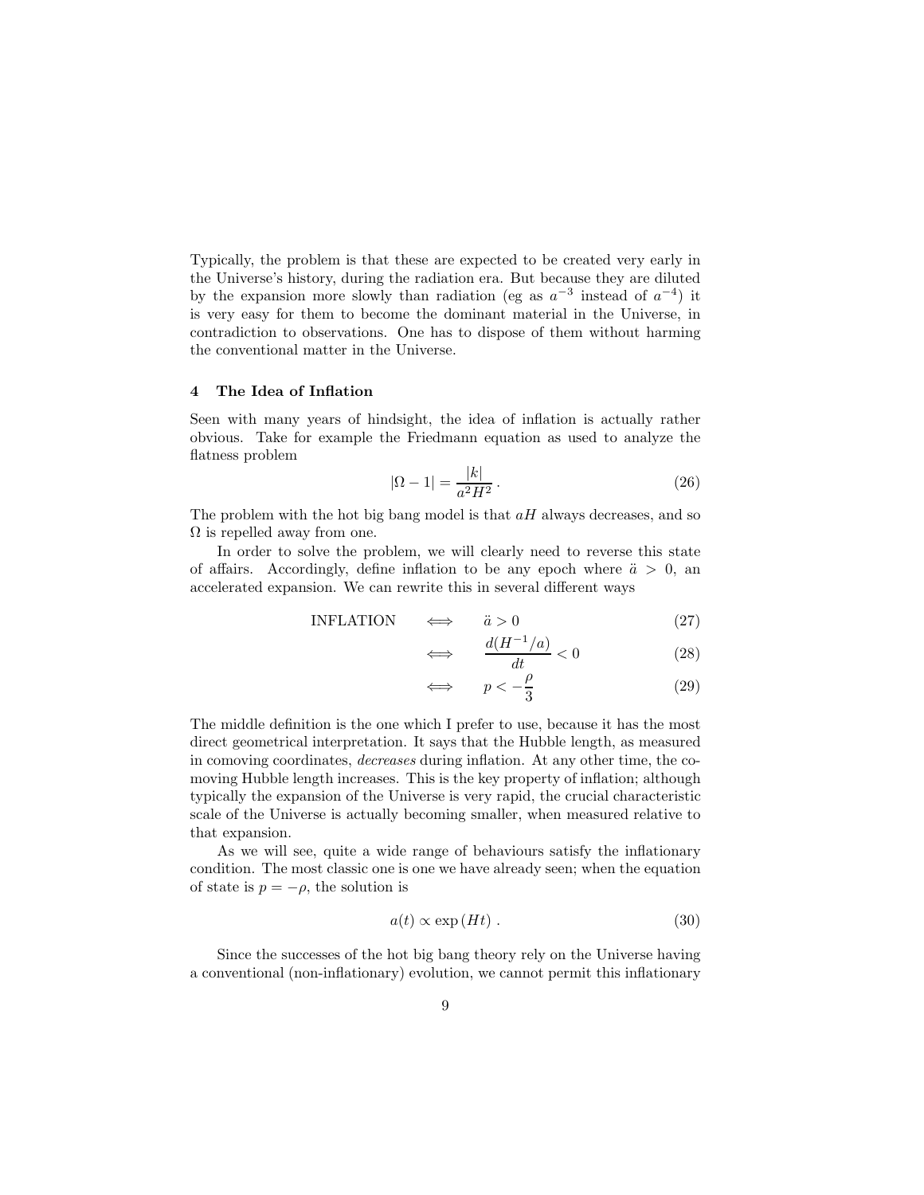Typically, the problem is that these are expected to be created very early in the Universe's history, during the radiation era. But because they are diluted by the expansion more slowly than radiation (eg as $a^{-3}$ instead of $a^{-4}$) it is very easy for them to become the dominant material in the Universe, in contradiction to observations. One has to dispose of them without harming the conventional matter in the Universe.

## 4 The Idea of Inflation

Seen with many years of hindsight, the idea of inflation is actually rather obvious. Take for example the Friedmann equation as used to analyze the flatness problem

$$|\Omega - 1| = \frac{|k|}{a^2 H^2} \,. \tag{26}$$

The problem with the hot big bang model is that $aH$ always decreases, and so $\Omega$ is repelled away from one.

In order to solve the problem, we will clearly need to reverse this state of affairs. Accordingly, define inflation to be any epoch where $\ddot{a} > 0$, an accelerated expansion. We can rewrite this in several different ways

$$\text{INFLATION} \quad \Longleftrightarrow \quad \ddot{a} > 0 \tag{27}$$

$$\Longleftrightarrow \quad \frac{d(H^{-1}/a)}{dt} < 0 \tag{28}$$

$$\Longleftrightarrow \quad p < -\frac{\rho}{3} \tag{29}$$

The middle definition is the one which I prefer to use, because it has the most direct geometrical interpretation. It says that the Hubble length, as measured in comoving coordinates, *decreases* during inflation. At any other time, the comoving Hubble length increases. This is the key property of inflation; although typically the expansion of the Universe is very rapid, the crucial characteristic scale of the Universe is actually becoming smaller, when measured relative to that expansion.

As we will see, quite a wide range of behaviours satisfy the inflationary condition. The most classic one is one we have already seen; when the equation of state is $p = -\rho$, the solution is

$$a(t) \propto \exp{(Ht)} \,. \tag{30}$$

Since the successes of the hot big bang theory rely on the Universe having a conventional (non-inflationary) evolution, we cannot permit this inflationary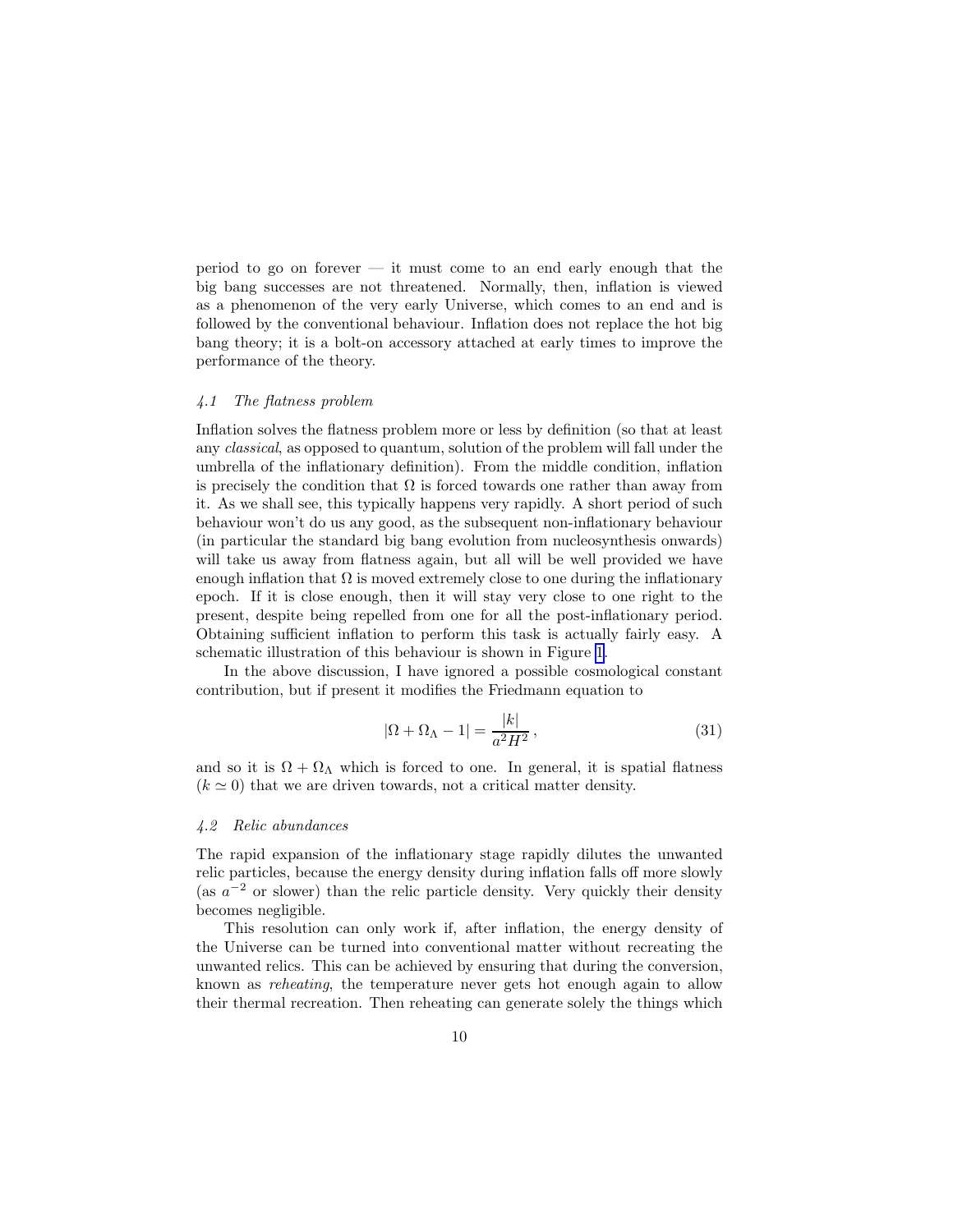period to go on forever — it must come to an end early enough that the big bang successes are not threatened. Normally, then, inflation is viewed as a phenomenon of the very early Universe, which comes to an end and is followed by the conventional behaviour. Inflation does not replace the hot big bang theory; it is a bolt-on accessory attached at early times to improve the performance of the theory.

### *4.1 The flatness problem*

Inflation solves the flatness problem more or less by definition (so that at least any *classical*, as opposed to quantum, solution of the problem will fall under the umbrella of the inflationary definition). From the middle condition, inflation is precisely the condition that $\Omega$ is forced towards one rather than away from it. As we shall see, this typically happens very rapidly. A short period of such behaviour won't do us any good, as the subsequent non-inflationary behaviour (in particular the standard big bang evolution from nucleosynthesis onwards) will take us away from flatness again, but all will be well provided we have enough inflation that $\Omega$ is moved extremely close to one during the inflationary epoch. If it is close enough, then it will stay very close to one right to the present, despite being repelled from one for all the post-inflationary period. Obtaining sufficient inflation to perform this task is actually fairly easy. A schematic illustration of this behaviour is shown in Figure 1.

In the above discussion, I have ignored a possible cosmological constant contribution, but if present it modifies the Friedmann equation to

$$|\Omega + \Omega_\Lambda - 1| = \frac{|k|}{a^2 H^2}\,, \tag{31}$$

and so it is $\Omega + \Omega_\Lambda$ which is forced to one. In general, it is spatial flatness ($k \simeq 0$) that we are driven towards, not a critical matter density.

### *4.2 Relic abundances*

The rapid expansion of the inflationary stage rapidly dilutes the unwanted relic particles, because the energy density during inflation falls off more slowly (as $a^{-2}$ or slower) than the relic particle density. Very quickly their density becomes negligible.

This resolution can only work if, after inflation, the energy density of the Universe can be turned into conventional matter without recreating the unwanted relics. This can be achieved by ensuring that during the conversion, known as *reheating*, the temperature never gets hot enough again to allow their thermal recreation. Then reheating can generate solely the things which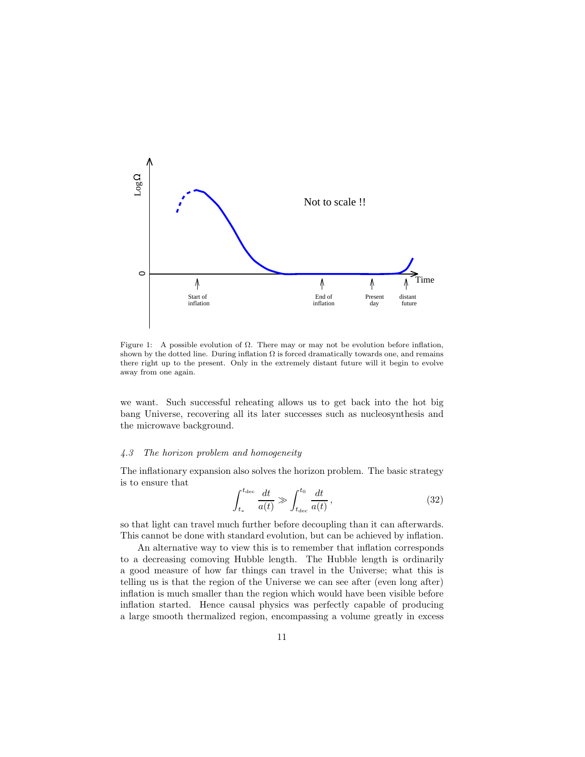Figure 1: A possible evolution of $\Omega$. There may or may not be evolution before inflation, shown by the dotted line. During inflation $\Omega$ is forced dramatically towards one, and remains there right up to the present. Only in the extremely distant future will it begin to evolve away from one again.

we want. Such successful reheating allows us to get back into the hot big bang Universe, recovering all its later successes such as nucleosynthesis and the microwave background.

### *4.3 The horizon problem and homogeneity*

The inflationary expansion also solves the horizon problem. The basic strategy is to ensure that

$$\int_{t_*}^{t_{\mathrm{dec}}} \frac{dt}{a(t)} \gg \int_{t_{\mathrm{dec}}}^{t_0} \frac{dt}{a(t)} \,, \tag{32}$$

so that light can travel much further before decoupling than it can afterwards. This cannot be done with standard evolution, but can be achieved by inflation.

An alternative way to view this is to remember that inflation corresponds to a decreasing comoving Hubble length. The Hubble length is ordinarily a good measure of how far things can travel in the Universe; what this is telling us is that the region of the Universe we can see after (even long after) inflation is much smaller than the region which would have been visible before inflation started. Hence causal physics was perfectly capable of producing a large smooth thermalized region, encompassing a volume greatly in excess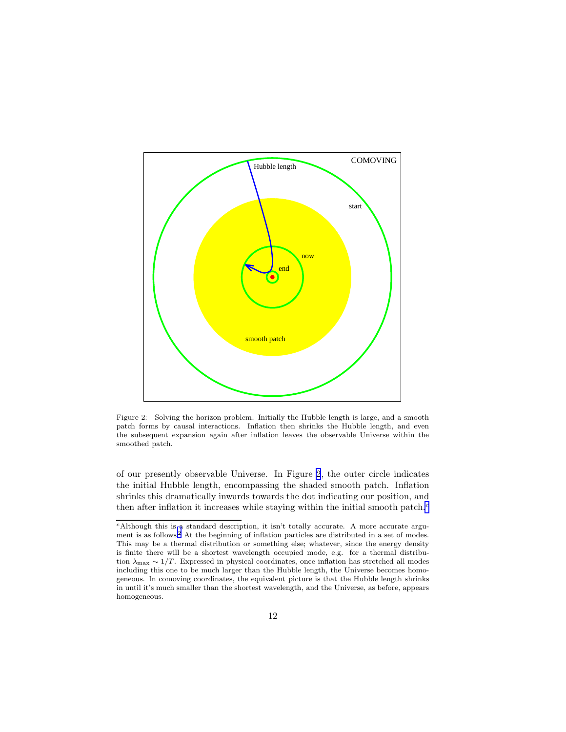Figure 2: Solving the horizon problem. Initially the Hubble length is large, and a smooth patch forms by causal interactions. Inflation then shrinks the Hubble length, and even the subsequent expansion again after inflation leaves the observable Universe within the smoothed patch.

of our presently observable Universe. In Figure 2, the outer circle indicates the initial Hubble length, encompassing the shaded smooth patch. Inflation shrinks this dramatically inwards towards the dot indicating our position, and then after inflation it increases while staying within the initial smooth patch.[c]

[c] Although this is a standard description, it isn't totally accurate. A more accurate argument is as follows.[2] At the beginning of inflation particles are distributed in a set of modes. This may be a thermal distribution or something else; whatever, since the energy density is finite there will be a shortest wavelength occupied mode, e.g. for a thermal distribution $\lambda_{\max} \sim 1/T$. Expressed in physical coordinates, once inflation has stretched all modes including this one to be much larger than the Hubble length, the Universe becomes homogeneous. In comoving coordinates, the equivalent picture is that the Hubble length shrinks in until it's much smaller than the shortest wavelength, and the Universe, as before, appears homogeneous.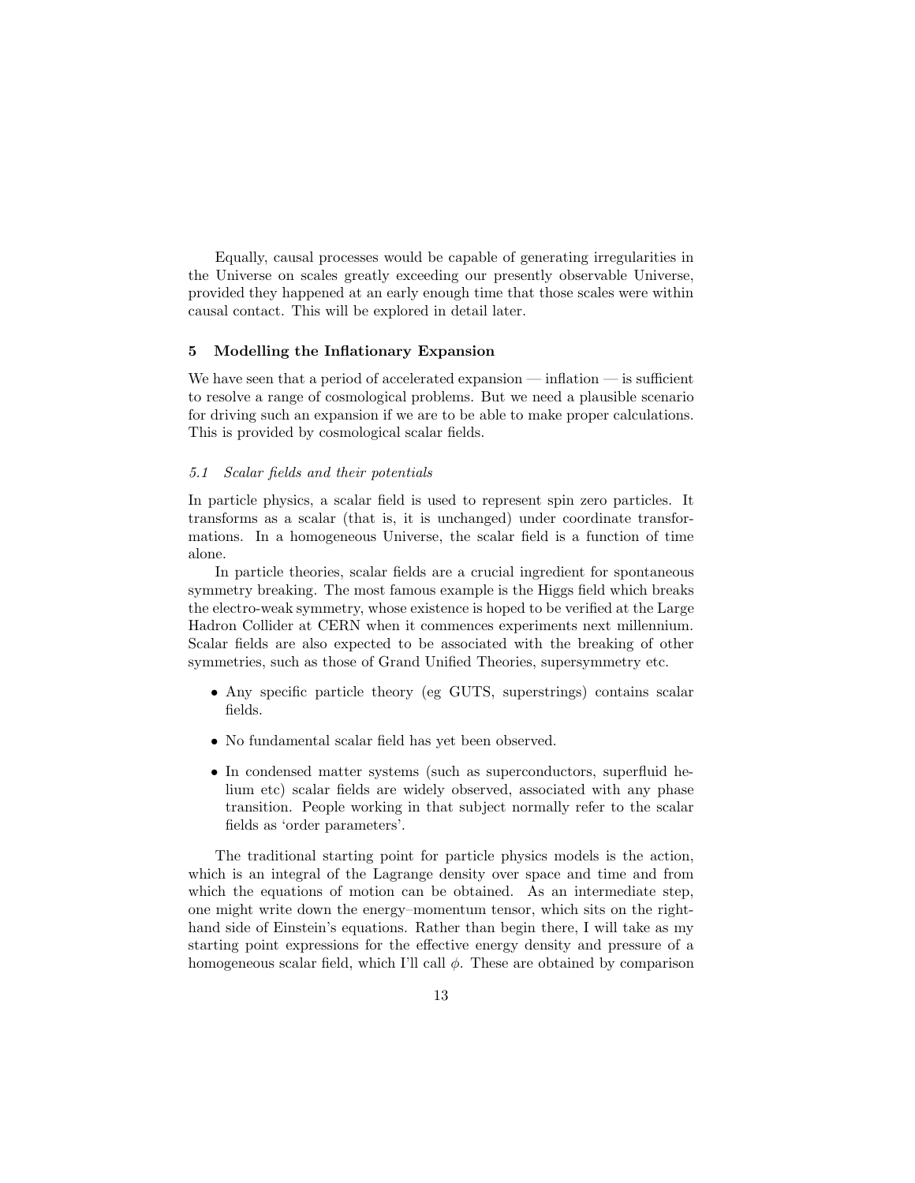Equally, causal processes would be capable of generating irregularities in the Universe on scales greatly exceeding our presently observable Universe, provided they happened at an early enough time that those scales were within causal contact. This will be explored in detail later.

## 5 Modelling the Inflationary Expansion

We have seen that a period of accelerated expansion — inflation — is sufficient to resolve a range of cosmological problems. But we need a plausible scenario for driving such an expansion if we are to be able to make proper calculations. This is provided by cosmological scalar fields.

### *5.1 Scalar fields and their potentials*

In particle physics, a scalar field is used to represent spin zero particles. It transforms as a scalar (that is, it is unchanged) under coordinate transformations. In a homogeneous Universe, the scalar field is a function of time alone.

In particle theories, scalar fields are a crucial ingredient for spontaneous symmetry breaking. The most famous example is the Higgs field which breaks the electro-weak symmetry, whose existence is hoped to be verified at the Large Hadron Collider at CERN when it commences experiments next millennium. Scalar fields are also expected to be associated with the breaking of other symmetries, such as those of Grand Unified Theories, supersymmetry etc.

- Any specific particle theory (eg GUTS, superstrings) contains scalar fields.
- No fundamental scalar field has yet been observed.
- In condensed matter systems (such as superconductors, superfluid helium etc) scalar fields are widely observed, associated with any phase transition. People working in that subject normally refer to the scalar fields as 'order parameters'.

The traditional starting point for particle physics models is the action, which is an integral of the Lagrange density over space and time and from which the equations of motion can be obtained. As an intermediate step, one might write down the energy–momentum tensor, which sits on the right-hand side of Einstein's equations. Rather than begin there, I will take as my starting point expressions for the effective energy density and pressure of a homogeneous scalar field, which I'll call $\phi$. These are obtained by comparison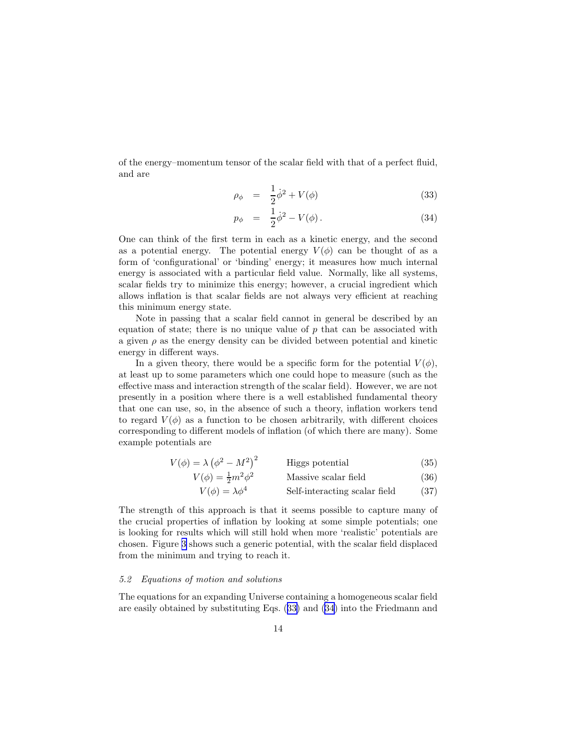of the energy–momentum tensor of the scalar field with that of a perfect fluid, and are

$$\rho_\phi = \frac{1}{2}\dot{\phi}^2 + V(\phi) \tag{33}$$

$$p_\phi = \frac{1}{2}\dot{\phi}^2 - V(\phi)\,. \tag{34}$$

One can think of the first term in each as a kinetic energy, and the second as a potential energy. The potential energy $V(\phi)$ can be thought of as a form of 'configurational' or 'binding' energy; it measures how much internal energy is associated with a particular field value. Normally, like all systems, scalar fields try to minimize this energy; however, a crucial ingredient which allows inflation is that scalar fields are not always very efficient at reaching this minimum energy state.

Note in passing that a scalar field cannot in general be described by an equation of state; there is no unique value of $p$ that can be associated with a given $\rho$ as the energy density can be divided between potential and kinetic energy in different ways.

In a given theory, there would be a specific form for the potential $V(\phi)$, at least up to some parameters which one could hope to measure (such as the effective mass and interaction strength of the scalar field). However, we are not presently in a position where there is a well established fundamental theory that one can use, so, in the absence of such a theory, inflation workers tend to regard $V(\phi)$ as a function to be chosen arbitrarily, with different choices corresponding to different models of inflation (of which there are many). Some example potentials are

$$V(\phi) = \lambda\left(\phi^2 - M^2\right)^2 \qquad \text{Higgs potential} \tag{35}$$

$$V(\phi) = \tfrac{1}{2}m^2\phi^2 \qquad \text{Massive scalar field} \tag{36}$$

$$V(\phi) = \lambda\phi^4 \qquad \text{Self-interacting scalar field} \tag{37}$$

The strength of this approach is that it seems possible to capture many of the crucial properties of inflation by looking at some simple potentials; one is looking for results which will still hold when more 'realistic' potentials are chosen. Figure 3 shows such a generic potential, with the scalar field displaced from the minimum and trying to reach it.

### *5.2 Equations of motion and solutions*

The equations for an expanding Universe containing a homogeneous scalar field are easily obtained by substituting Eqs. (33) and (34) into the Friedmann and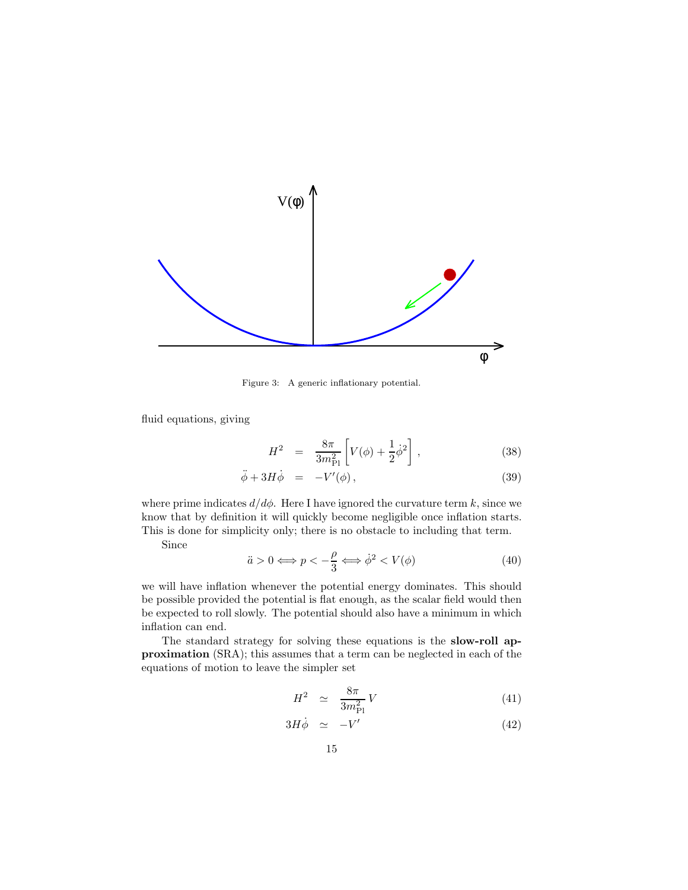Figure 3: A generic inflationary potential.

fluid equations, giving

$$H^2 = \frac{8\pi}{3m_{\rm Pl}^2}\left[V(\phi)+\frac{1}{2}\dot{\phi}^2\right], \tag{38}$$

$$\ddot{\phi}+3H\dot{\phi} = -V'(\phi), \tag{39}$$

where prime indicates $d/d\phi$. Here I have ignored the curvature term $k$, since we know that by definition it will quickly become negligible once inflation starts. This is done for simplicity only; there is no obstacle to including that term.

Since

$$\ddot{a}>0 \Longleftrightarrow p<-\frac{\rho}{3} \Longleftrightarrow \dot{\phi}^2<V(\phi) \tag{40}$$

we will have inflation whenever the potential energy dominates. This should be possible provided the potential is flat enough, as the scalar field would then be expected to roll slowly. The potential should also have a minimum in which inflation can end.

The standard strategy for solving these equations is the **slow-roll approximation** (SRA); this assumes that a term can be neglected in each of the equations of motion to leave the simpler set

$$H^2 \simeq \frac{8\pi}{3m_{\rm Pl}^2}V \tag{41}$$

$$3H\dot{\phi} \simeq -V' \tag{42}$$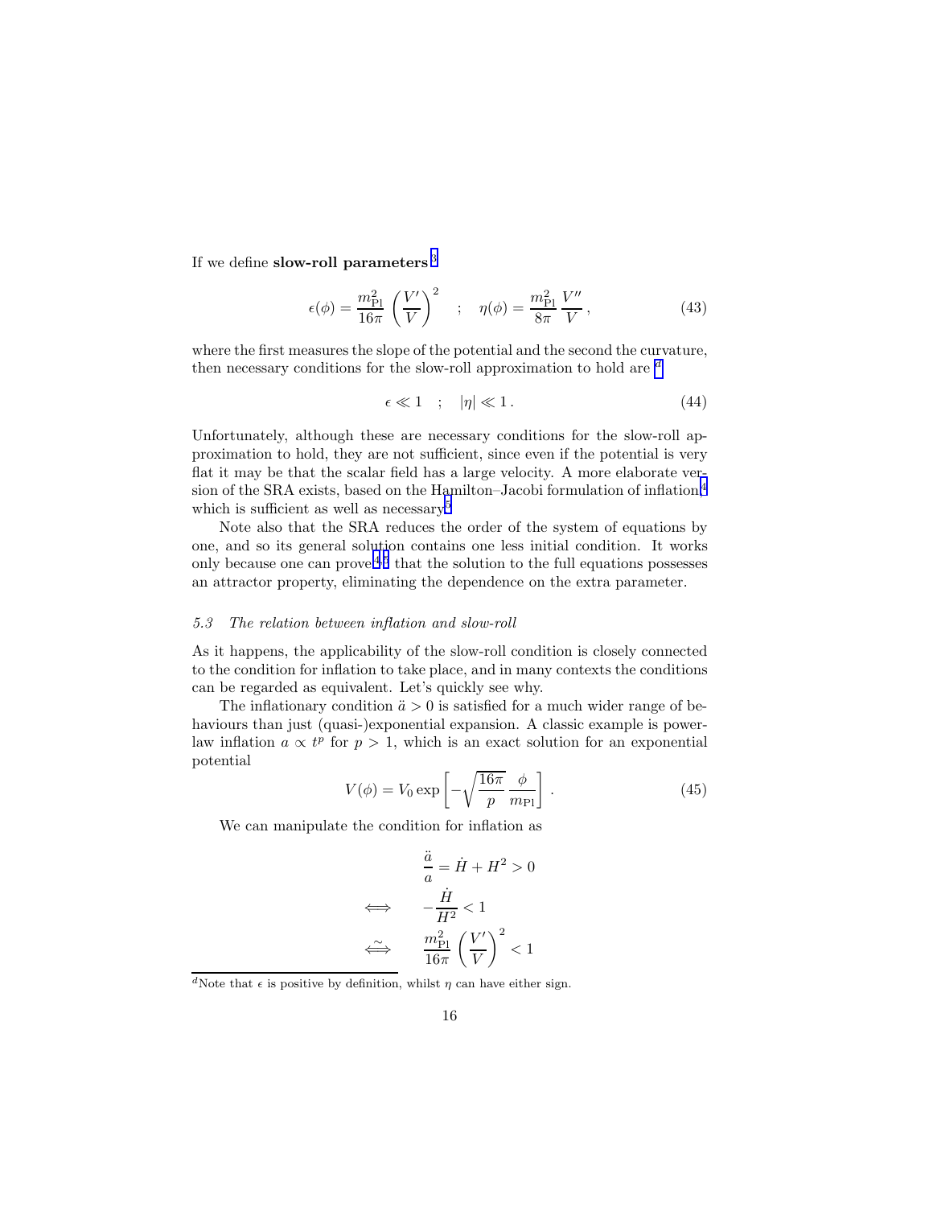If we define **slow-roll parameters**[3]

$$\epsilon(\phi) = \frac{m_{\rm Pl}^2}{16\pi}\left(\frac{V'}{V}\right)^2 \quad ; \quad \eta(\phi) = \frac{m_{\rm Pl}^2}{8\pi}\frac{V''}{V}\,, \tag{43}$$

where the first measures the slope of the potential and the second the curvature, then necessary conditions for the slow-roll approximation to hold are [d]

$$\epsilon \ll 1 \quad ; \quad |\eta| \ll 1\,. \tag{44}$$

Unfortunately, although these are necessary conditions for the slow-roll approximation to hold, they are not sufficient, since even if the potential is very flat it may be that the scalar field has a large velocity. A more elaborate version of the SRA exists, based on the Hamilton–Jacobi formulation of inflation,[4] which is sufficient as well as necessary.[5]

Note also that the SRA reduces the order of the system of equations by one, and so its general solution contains one less initial condition. It works only because one can prove[4,5] that the solution to the full equations possesses an attractor property, eliminating the dependence on the extra parameter.

### *5.3 The relation between inflation and slow-roll*

As it happens, the applicability of the slow-roll condition is closely connected to the condition for inflation to take place, and in many contexts the conditions can be regarded as equivalent. Let's quickly see why.

The inflationary condition $\ddot{a} > 0$ is satisfied for a much wider range of behaviours than just (quasi-)exponential expansion. A classic example is power-law inflation $a \propto t^p$ for $p > 1$, which is an exact solution for an exponential potential

$$V(\phi) = V_0 \exp\left[-\sqrt{\frac{16\pi}{p}}\,\frac{\phi}{m_{\rm Pl}}\right]\,. \tag{45}$$

We can manipulate the condition for inflation as

$$\begin{aligned} & \frac{\ddot{a}}{a} = \dot{H} + H^2 > 0 \\ \iff \quad & -\frac{\dot{H}}{H^2} < 1 \\ \stackrel{\sim}{\iff} \quad & \frac{m_{\rm Pl}^2}{16\pi}\left(\frac{V'}{V}\right)^2 < 1 \end{aligned}$$

[d] Note that $\epsilon$ is positive by definition, whilst $\eta$ can have either sign.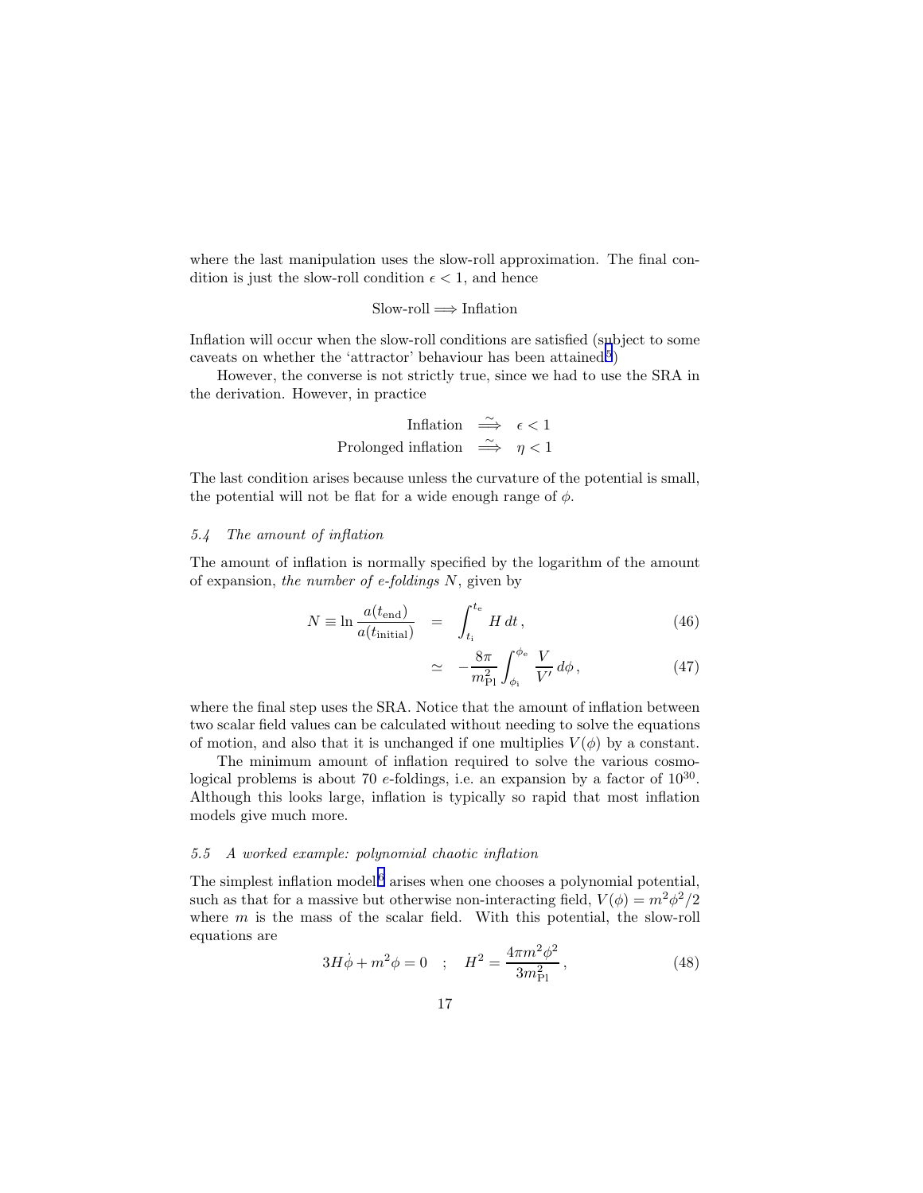where the last manipulation uses the slow-roll approximation. The final condition is just the slow-roll condition $\epsilon < 1$, and hence

$$\text{Slow-roll} \Longrightarrow \text{Inflation}$$

Inflation will occur when the slow-roll conditions are satisfied (subject to some caveats on whether the 'attractor' behaviour has been attained[5])

However, the converse is not strictly true, since we had to use the SRA in the derivation. However, in practice

$$\begin{aligned} \text{Inflation} & \stackrel{\sim}{\Longrightarrow} \epsilon < 1 \\ \text{Prolonged inflation} & \stackrel{\sim}{\Longrightarrow} \eta < 1 \end{aligned}$$

The last condition arises because unless the curvature of the potential is small, the potential will not be flat for a wide enough range of $\phi$.

### 5.4 The amount of inflation

The amount of inflation is normally specified by the logarithm of the amount of expansion, *the number of e-foldings* $N$, given by

$$N \equiv \ln \frac{a(t_{\text{end}})}{a(t_{\text{initial}})} = \int_{t_\text{i}}^{t_\text{e}} H \, dt \,, \tag{46}$$

$$\simeq -\frac{8\pi}{m_{\text{Pl}}^2} \int_{\phi_\text{i}}^{\phi_\text{e}} \frac{V}{V'} \, d\phi \,, \tag{47}$$

where the final step uses the SRA. Notice that the amount of inflation between two scalar field values can be calculated without needing to solve the equations of motion, and also that it is unchanged if one multiplies $V(\phi)$ by a constant.

The minimum amount of inflation required to solve the various cosmological problems is about 70 $e$-foldings, i.e. an expansion by a factor of $10^{30}$. Although this looks large, inflation is typically so rapid that most inflation models give much more.

### 5.5 A worked example: polynomial chaotic inflation

The simplest inflation model[6] arises when one chooses a polynomial potential, such as that for a massive but otherwise non-interacting field, $V(\phi) = m^2\phi^2/2$ where $m$ is the mass of the scalar field. With this potential, the slow-roll equations are

$$3H\dot{\phi} + m^2\phi = 0 \quad ; \quad H^2 = \frac{4\pi m^2 \phi^2}{3m_{\text{Pl}}^2} \,, \tag{48}$$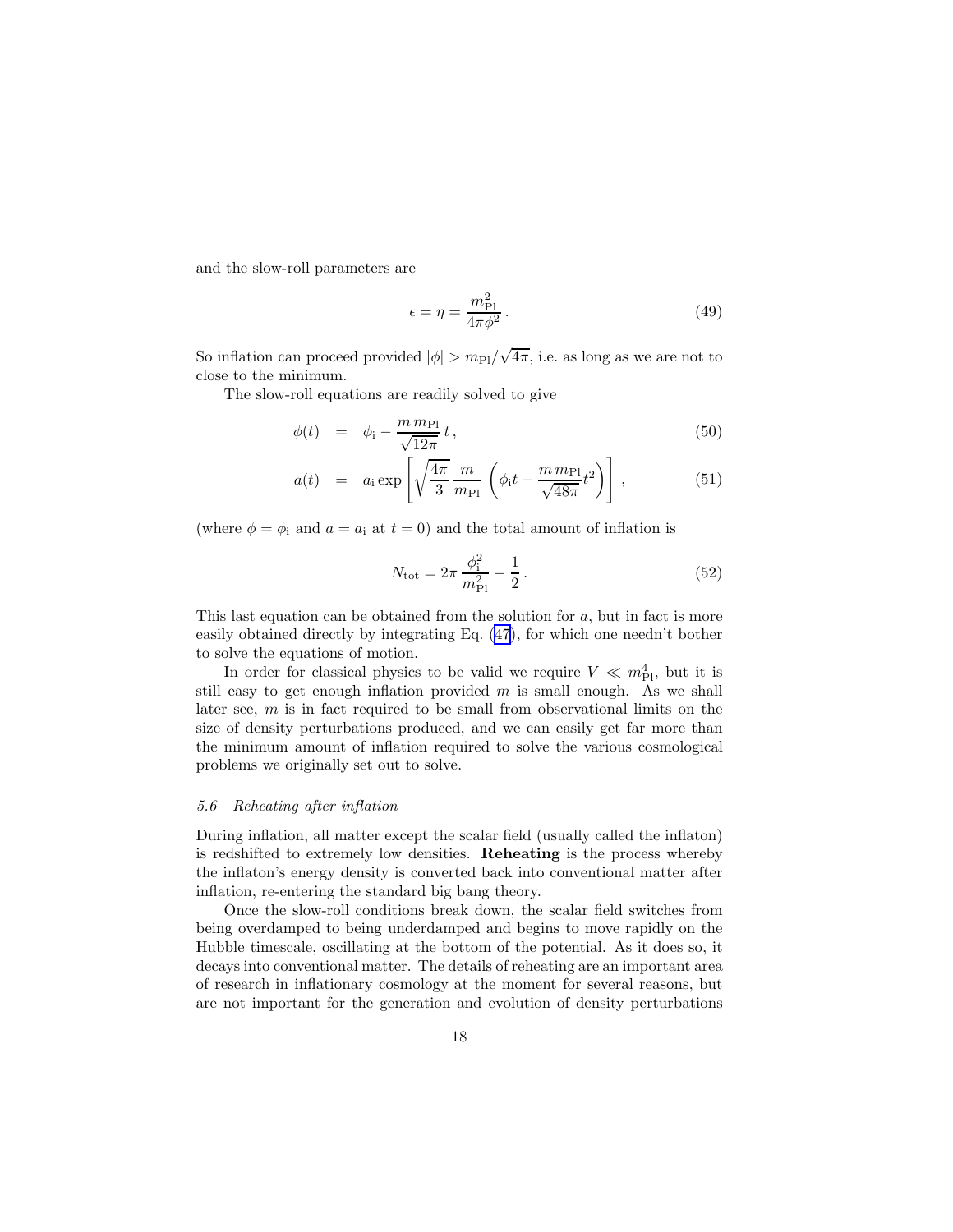and the slow-roll parameters are

$$\epsilon = \eta = \frac{m_{\rm Pl}^2}{4\pi\phi^2} \,. \tag{49}$$

So inflation can proceed provided $|\phi| > m_{\rm Pl}/\sqrt{4\pi}$, i.e. as long as we are not to close to the minimum.

The slow-roll equations are readily solved to give

$$\phi(t) = \phi_{\rm i} - \frac{m\, m_{\rm Pl}}{\sqrt{12\pi}}\, t \,, \tag{50}$$

$$a(t) = a_{\rm i} \exp\left[\sqrt{\frac{4\pi}{3}}\, \frac{m}{m_{\rm Pl}} \left(\phi_{\rm i} t - \frac{m\, m_{\rm Pl}}{\sqrt{48\pi}} t^2\right)\right] \,, \tag{51}$$

(where $\phi = \phi_{\rm i}$ and $a = a_{\rm i}$ at $t = 0$) and the total amount of inflation is

$$N_{\rm tot} = 2\pi \frac{\phi_{\rm i}^2}{m_{\rm Pl}^2} - \frac{1}{2} \,. \tag{52}$$

This last equation can be obtained from the solution for $a$, but in fact is more easily obtained directly by integrating Eq. (47), for which one needn't bother to solve the equations of motion.

In order for classical physics to be valid we require $V \ll m_{\rm Pl}^4$, but it is still easy to get enough inflation provided $m$ is small enough. As we shall later see, $m$ is in fact required to be small from observational limits on the size of density perturbations produced, and we can easily get far more than the minimum amount of inflation required to solve the various cosmological problems we originally set out to solve.

### *5.6 Reheating after inflation*

During inflation, all matter except the scalar field (usually called the inflaton) is redshifted to extremely low densities. **Reheating** is the process whereby the inflaton's energy density is converted back into conventional matter after inflation, re-entering the standard big bang theory.

Once the slow-roll conditions break down, the scalar field switches from being overdamped to being underdamped and begins to move rapidly on the Hubble timescale, oscillating at the bottom of the potential. As it does so, it decays into conventional matter. The details of reheating are an important area of research in inflationary cosmology at the moment for several reasons, but are not important for the generation and evolution of density perturbations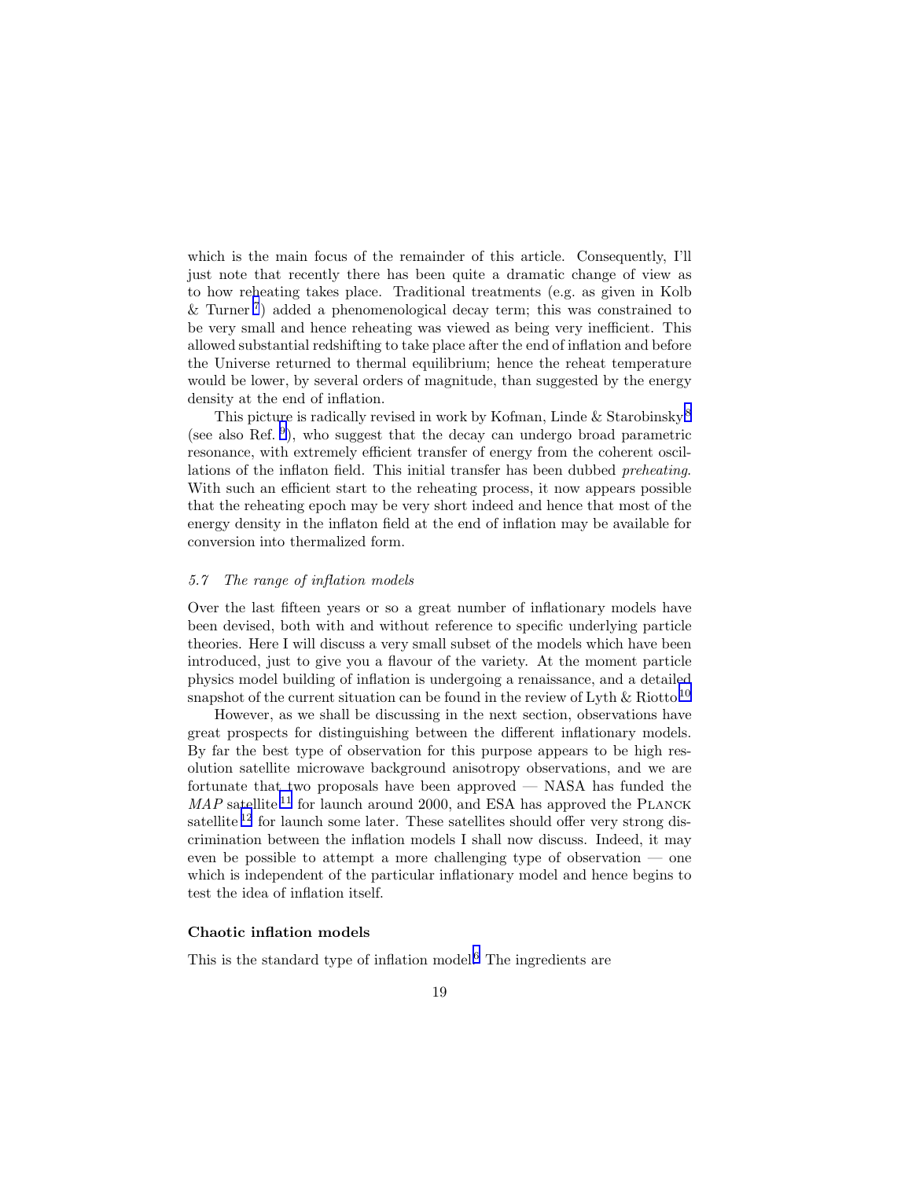which is the main focus of the remainder of this article. Consequently, I'll just note that recently there has been quite a dramatic change of view as to how reheating takes place. Traditional treatments (e.g. as given in Kolb & Turner [7]) added a phenomenological decay term; this was constrained to be very small and hence reheating was viewed as being very inefficient. This allowed substantial redshifting to take place after the end of inflation and before the Universe returned to thermal equilibrium; hence the reheat temperature would be lower, by several orders of magnitude, than suggested by the energy density at the end of inflation.

This picture is radically revised in work by Kofman, Linde & Starobinsky [8] (see also Ref. [9]), who suggest that the decay can undergo broad parametric resonance, with extremely efficient transfer of energy from the coherent oscillations of the inflaton field. This initial transfer has been dubbed *preheating*. With such an efficient start to the reheating process, it now appears possible that the reheating epoch may be very short indeed and hence that most of the energy density in the inflaton field at the end of inflation may be available for conversion into thermalized form.

### *5.7 The range of inflation models*

Over the last fifteen years or so a great number of inflationary models have been devised, both with and without reference to specific underlying particle theories. Here I will discuss a very small subset of the models which have been introduced, just to give you a flavour of the variety. At the moment particle physics model building of inflation is undergoing a renaissance, and a detailed snapshot of the current situation can be found in the review of Lyth & Riotto.[10]

However, as we shall be discussing in the next section, observations have great prospects for distinguishing between the different inflationary models. By far the best type of observation for this purpose appears to be high resolution satellite microwave background anisotropy observations, and we are fortunate that two proposals have been approved — NASA has funded the *MAP* satellite [11] for launch around 2000, and ESA has approved the Planck satellite [12] for launch some later. These satellites should offer very strong discrimination between the inflation models I shall now discuss. Indeed, it may even be possible to attempt a more challenging type of observation — one which is independent of the particular inflationary model and hence begins to test the idea of inflation itself.

#### **Chaotic inflation models**

This is the standard type of inflation model.[6] The ingredients are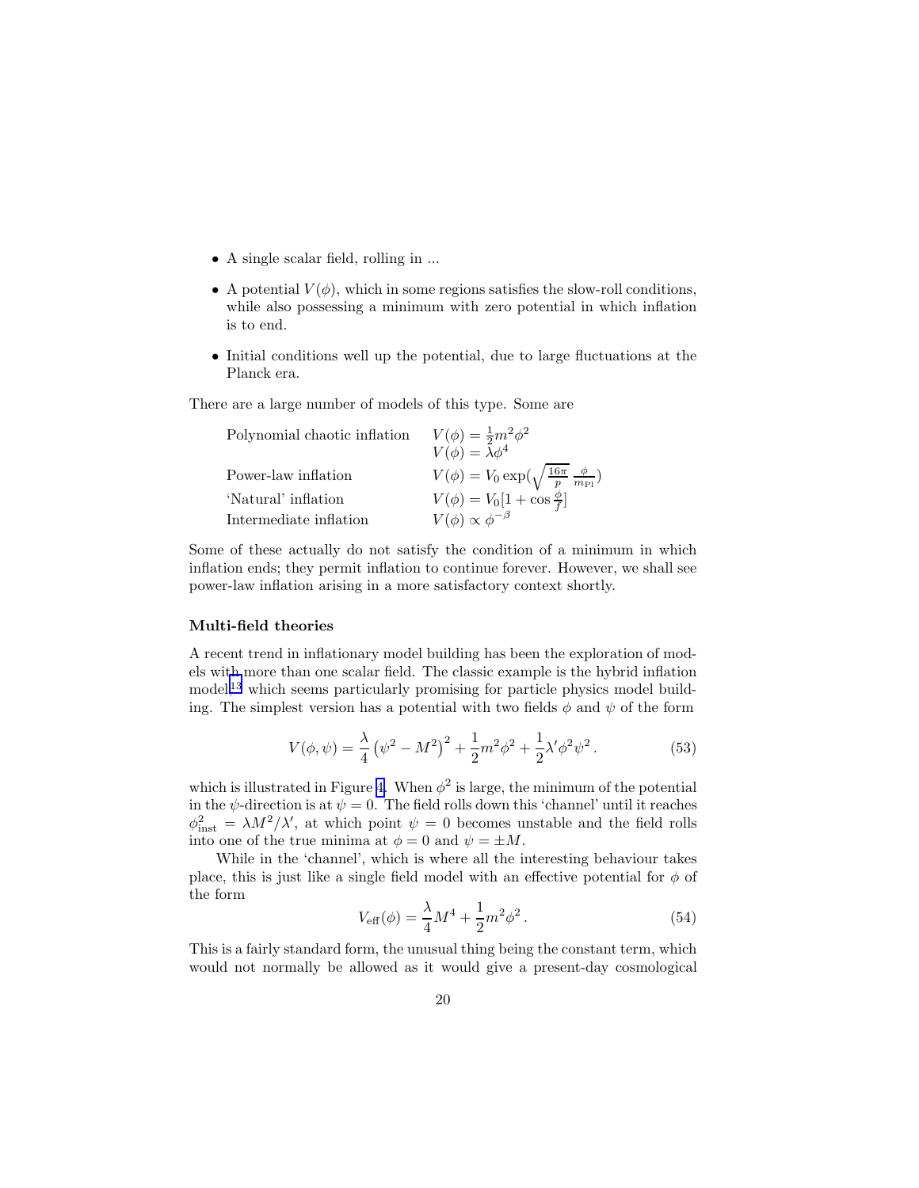- A single scalar field, rolling in ...
- A potential $V(\phi)$, which in some regions satisfies the slow-roll conditions, while also possessing a minimum with zero potential in which inflation is to end.
- Initial conditions well up the potential, due to large fluctuations at the Planck era.

There are a large number of models of this type. Some are

| | |
|---|---|
| Polynomial chaotic inflation | $V(\phi) = \frac{1}{2}m^2\phi^2$ |
| | $V(\phi) = \lambda\phi^4$ |
| Power-law inflation | $V(\phi) = V_0 \exp(\sqrt{\frac{16\pi}{p}}\, \frac{\phi}{m_{\rm Pl}})$ |
| 'Natural' inflation | $V(\phi) = V_0[1 + \cos\frac{\phi}{f}]$ |
| Intermediate inflation | $V(\phi) \propto \phi^{-\beta}$ |

Some of these actually do not satisfy the condition of a minimum in which inflation ends; they permit inflation to continue forever. However, we shall see power-law inflation arising in a more satisfactory context shortly.

**Multi-field theories**

A recent trend in inflationary model building has been the exploration of models with more than one scalar field. The classic example is the hybrid inflation model[13] which seems particularly promising for particle physics model building. The simplest version has a potential with two fields $\phi$ and $\psi$ of the form

$$V(\phi,\psi) = \frac{\lambda}{4}\left(\psi^2 - M^2\right)^2 + \frac{1}{2}m^2\phi^2 + \frac{1}{2}\lambda'\phi^2\psi^2 \,. \tag{53}$$

which is illustrated in Figure 4. When $\phi^2$ is large, the minimum of the potential in the $\psi$-direction is at $\psi = 0$. The field rolls down this 'channel' until it reaches $\phi^2_{\rm inst} = \lambda M^2/\lambda'$, at which point $\psi = 0$ becomes unstable and the field rolls into one of the true minima at $\phi = 0$ and $\psi = \pm M$.

While in the 'channel', which is where all the interesting behaviour takes place, this is just like a single field model with an effective potential for $\phi$ of the form

$$V_{\rm eff}(\phi) = \frac{\lambda}{4}M^4 + \frac{1}{2}m^2\phi^2 \,. \tag{54}$$

This is a fairly standard form, the unusual thing being the constant term, which would not normally be allowed as it would give a present-day cosmological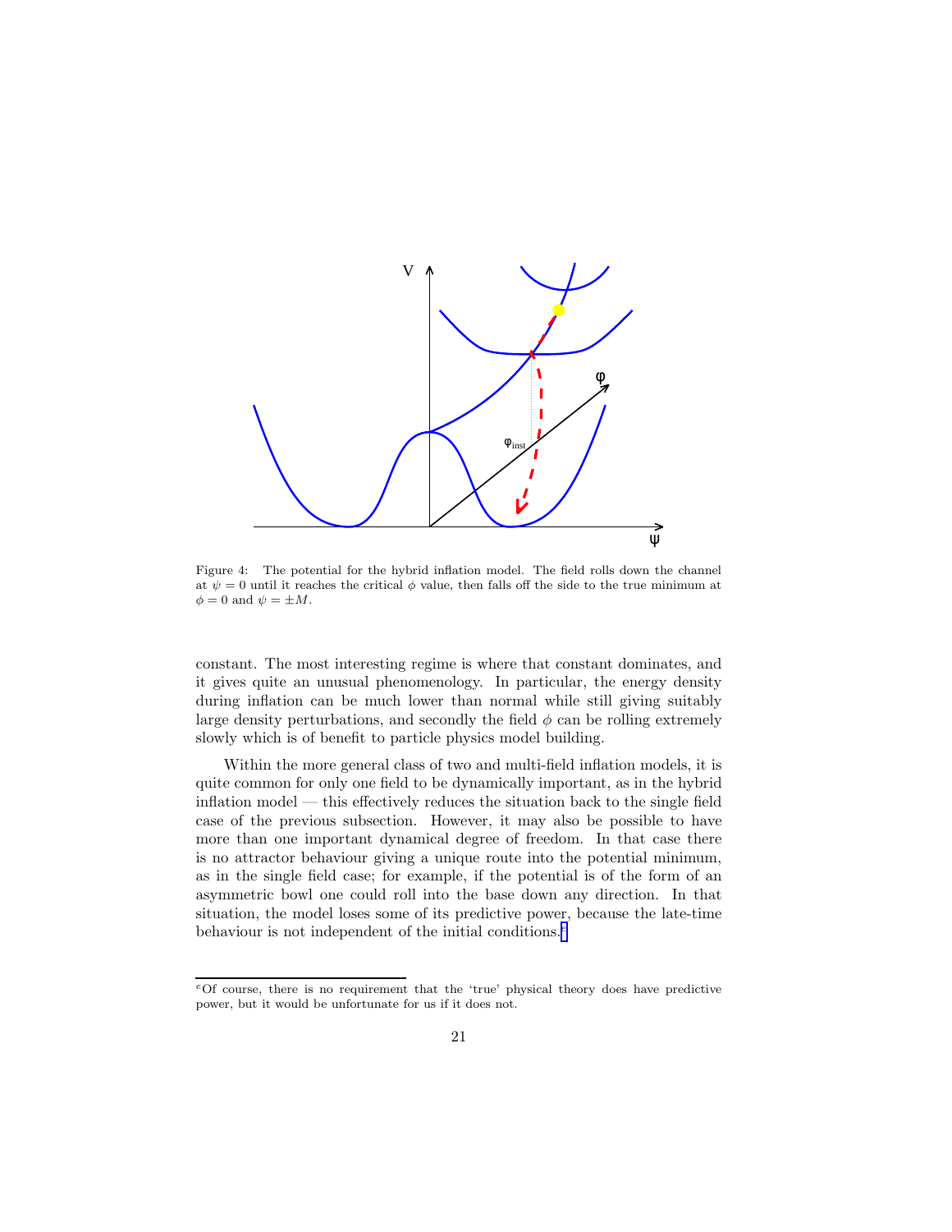Figure 4: The potential for the hybrid inflation model. The field rolls down the channel at $\psi = 0$ until it reaches the critical $\phi$ value, then falls off the side to the true minimum at $\phi = 0$ and $\psi = \pm M$.

constant. The most interesting regime is where that constant dominates, and it gives quite an unusual phenomenology. In particular, the energy density during inflation can be much lower than normal while still giving suitably large density perturbations, and secondly the field $\phi$ can be rolling extremely slowly which is of benefit to particle physics model building.

Within the more general class of two and multi-field inflation models, it is quite common for only one field to be dynamically important, as in the hybrid inflation model — this effectively reduces the situation back to the single field case of the previous subsection. However, it may also be possible to have more than one important dynamical degree of freedom. In that case there is no attractor behaviour giving a unique route into the potential minimum, as in the single field case; for example, if the potential is of the form of an asymmetric bowl one could roll into the base down any direction. In that situation, the model loses some of its predictive power, because the late-time behaviour is not independent of the initial conditions.[e]

[e] Of course, there is no requirement that the 'true' physical theory does have predictive power, but it would be unfortunate for us if it does not.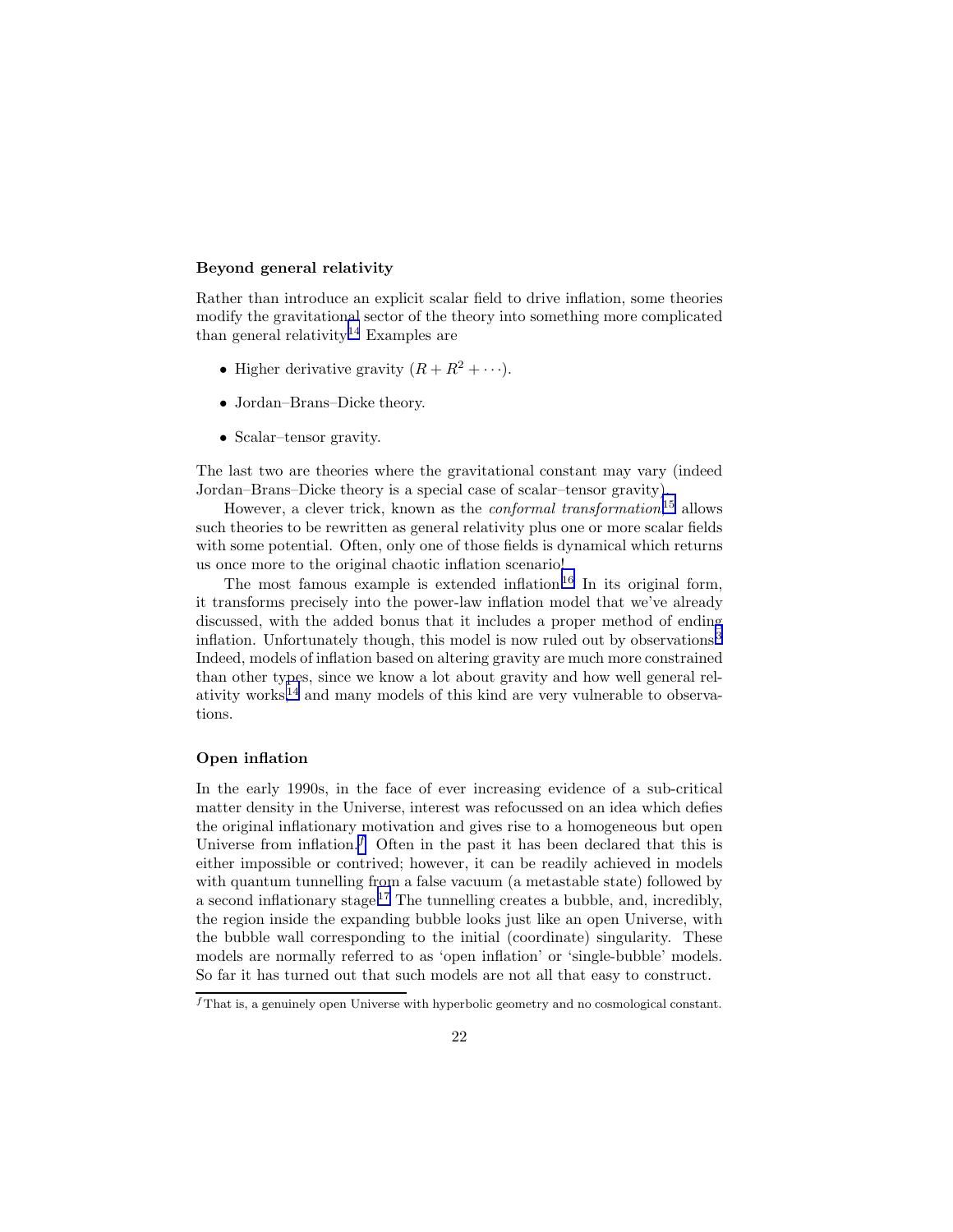### Beyond general relativity

Rather than introduce an explicit scalar field to drive inflation, some theories modify the gravitational sector of the theory into something more complicated than general relativity.[14] Examples are

- Higher derivative gravity ($R + R^2 + \cdots$).
- Jordan–Brans–Dicke theory.
- Scalar–tensor gravity.

The last two are theories where the gravitational constant may vary (indeed Jordan–Brans–Dicke theory is a special case of scalar–tensor gravity).

However, a clever trick, known as the *conformal transformation*,[15] allows such theories to be rewritten as general relativity plus one or more scalar fields with some potential. Often, only one of those fields is dynamical which returns us once more to the original chaotic inflation scenario!

The most famous example is extended inflation.[16] In its original form, it transforms precisely into the power-law inflation model that we've already discussed, with the added bonus that it includes a proper method of ending inflation. Unfortunately though, this model is now ruled out by observations.[3] Indeed, models of inflation based on altering gravity are much more constrained than other types, since we know a lot about gravity and how well general relativity works,[14] and many models of this kind are very vulnerable to observations.

### Open inflation

In the early 1990s, in the face of ever increasing evidence of a sub-critical matter density in the Universe, interest was refocussed on an idea which defies the original inflationary motivation and gives rise to a homogeneous but open Universe from inflation.[f] Often in the past it has been declared that this is either impossible or contrived; however, it can be readily achieved in models with quantum tunnelling from a false vacuum (a metastable state) followed by a second inflationary stage.[17] The tunnelling creates a bubble, and, incredibly, the region inside the expanding bubble looks just like an open Universe, with the bubble wall corresponding to the initial (coordinate) singularity. These models are normally referred to as 'open inflation' or 'single-bubble' models. So far it has turned out that such models are not all that easy to construct.

[f] That is, a genuinely open Universe with hyperbolic geometry and no cosmological constant.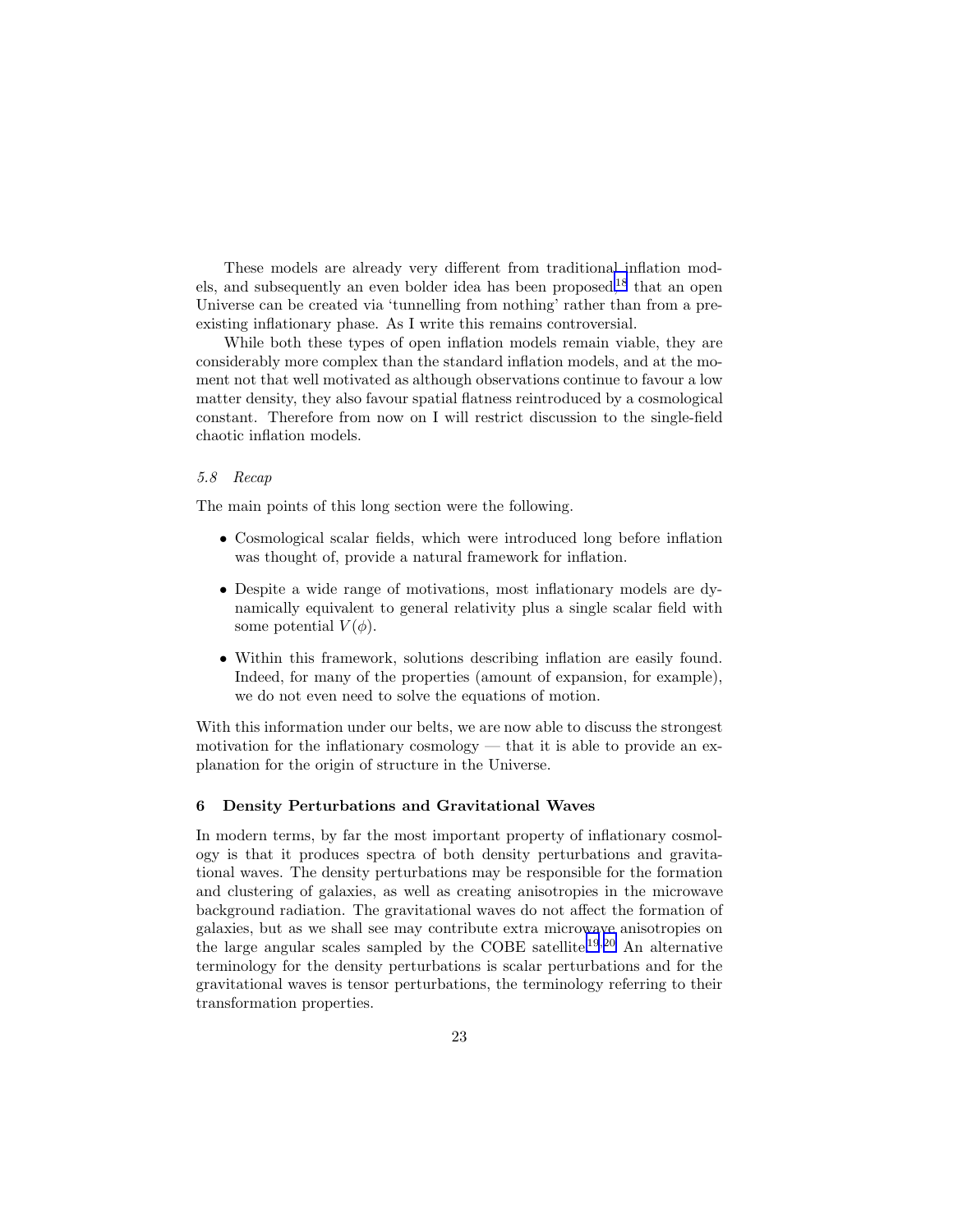These models are already very different from traditional inflation models, and subsequently an even bolder idea has been proposed[18] that an open Universe can be created via 'tunnelling from nothing' rather than from a pre-existing inflationary phase. As I write this remains controversial.

While both these types of open inflation models remain viable, they are considerably more complex than the standard inflation models, and at the moment not that well motivated as although observations continue to favour a low matter density, they also favour spatial flatness reintroduced by a cosmological constant. Therefore from now on I will restrict discussion to the single-field chaotic inflation models.

### *5.8 Recap*

The main points of this long section were the following.

- Cosmological scalar fields, which were introduced long before inflation was thought of, provide a natural framework for inflation.
- Despite a wide range of motivations, most inflationary models are dynamically equivalent to general relativity plus a single scalar field with some potential $V(\phi)$.
- Within this framework, solutions describing inflation are easily found. Indeed, for many of the properties (amount of expansion, for example), we do not even need to solve the equations of motion.

With this information under our belts, we are now able to discuss the strongest motivation for the inflationary cosmology — that it is able to provide an explanation for the origin of structure in the Universe.

## 6 Density Perturbations and Gravitational Waves

In modern terms, by far the most important property of inflationary cosmology is that it produces spectra of both density perturbations and gravitational waves. The density perturbations may be responsible for the formation and clustering of galaxies, as well as creating anisotropies in the microwave background radiation. The gravitational waves do not affect the formation of galaxies, but as we shall see may contribute extra microwave anisotropies on the large angular scales sampled by the COBE satellite.[19,20] An alternative terminology for the density perturbations is scalar perturbations and for the gravitational waves is tensor perturbations, the terminology referring to their transformation properties.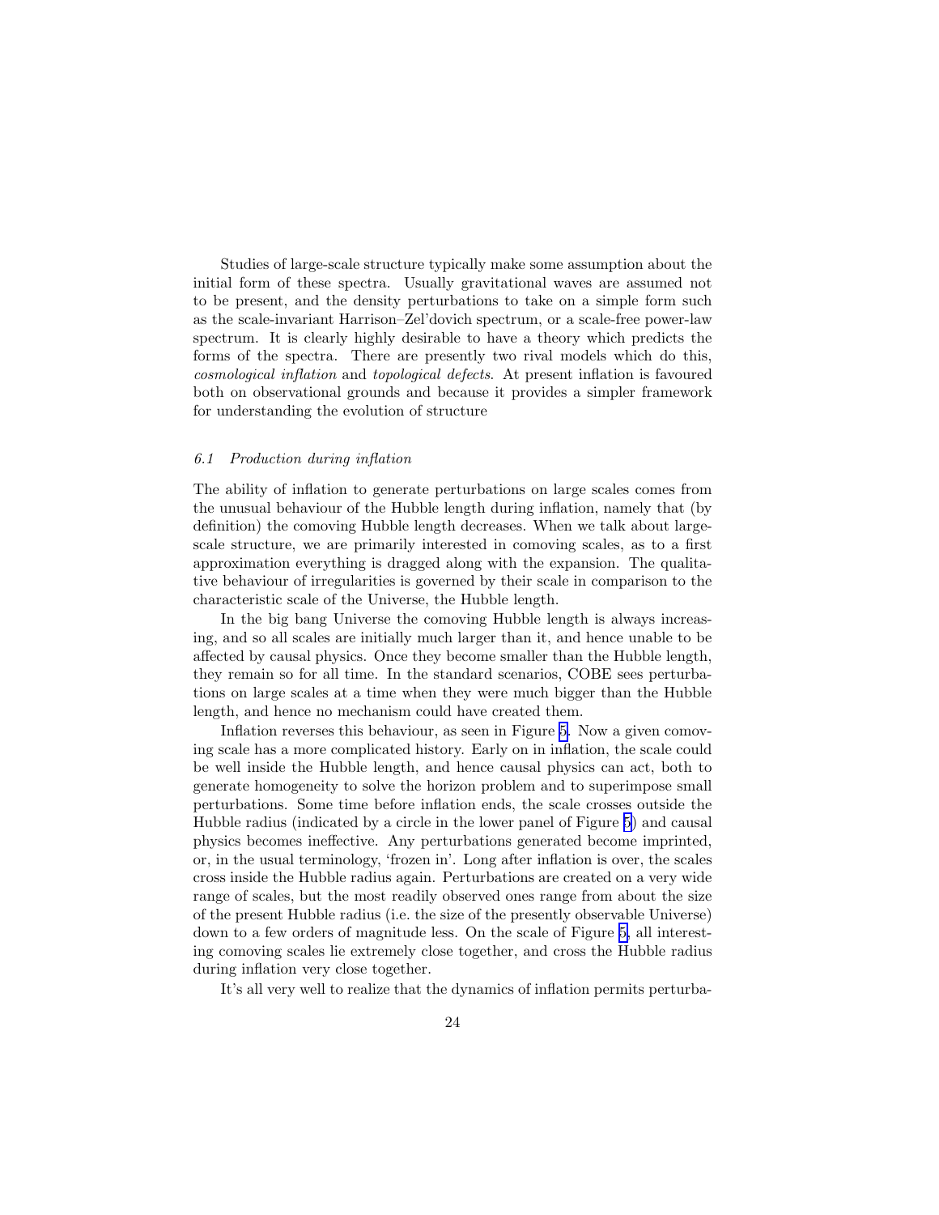Studies of large-scale structure typically make some assumption about the initial form of these spectra. Usually gravitational waves are assumed not to be present, and the density perturbations to take on a simple form such as the scale-invariant Harrison–Zel'dovich spectrum, or a scale-free power-law spectrum. It is clearly highly desirable to have a theory which predicts the forms of the spectra. There are presently two rival models which do this, *cosmological inflation* and *topological defects*. At present inflation is favoured both on observational grounds and because it provides a simpler framework for understanding the evolution of structure

### *6.1 Production during inflation*

The ability of inflation to generate perturbations on large scales comes from the unusual behaviour of the Hubble length during inflation, namely that (by definition) the comoving Hubble length decreases. When we talk about large-scale structure, we are primarily interested in comoving scales, as to a first approximation everything is dragged along with the expansion. The qualitative behaviour of irregularities is governed by their scale in comparison to the characteristic scale of the Universe, the Hubble length.

In the big bang Universe the comoving Hubble length is always increasing, and so all scales are initially much larger than it, and hence unable to be affected by causal physics. Once they become smaller than the Hubble length, they remain so for all time. In the standard scenarios, COBE sees perturbations on large scales at a time when they were much bigger than the Hubble length, and hence no mechanism could have created them.

Inflation reverses this behaviour, as seen in Figure 5. Now a given comoving scale has a more complicated history. Early on in inflation, the scale could be well inside the Hubble length, and hence causal physics can act, both to generate homogeneity to solve the horizon problem and to superimpose small perturbations. Some time before inflation ends, the scale crosses outside the Hubble radius (indicated by a circle in the lower panel of Figure 5) and causal physics becomes ineffective. Any perturbations generated become imprinted, or, in the usual terminology, 'frozen in'. Long after inflation is over, the scales cross inside the Hubble radius again. Perturbations are created on a very wide range of scales, but the most readily observed ones range from about the size of the present Hubble radius (i.e. the size of the presently observable Universe) down to a few orders of magnitude less. On the scale of Figure 5, all interesting comoving scales lie extremely close together, and cross the Hubble radius during inflation very close together.

It's all very well to realize that the dynamics of inflation permits perturba-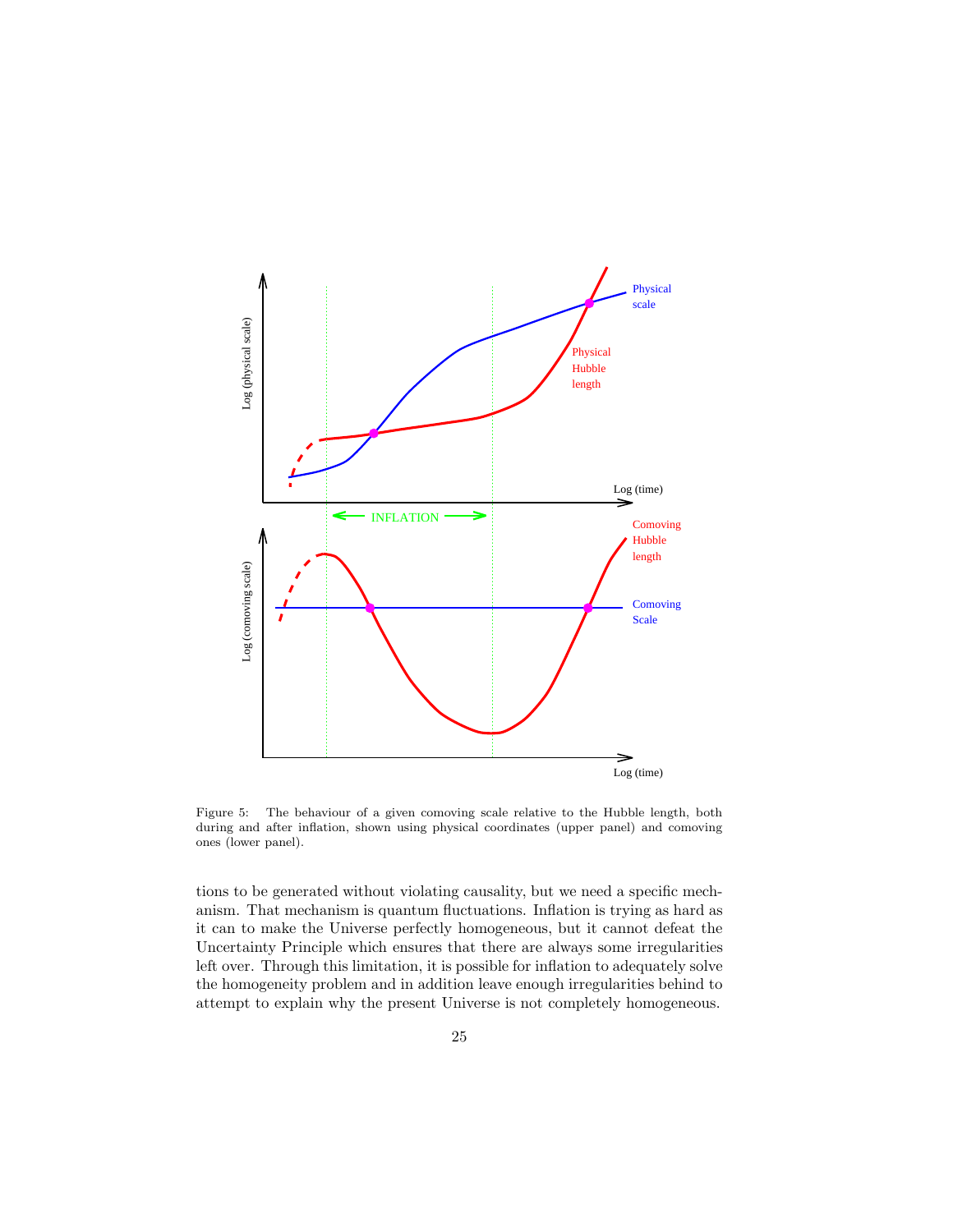Figure 5: The behaviour of a given comoving scale relative to the Hubble length, both during and after inflation, shown using physical coordinates (upper panel) and comoving ones (lower panel).

tions to be generated without violating causality, but we need a specific mechanism. That mechanism is quantum fluctuations. Inflation is trying as hard as it can to make the Universe perfectly homogeneous, but it cannot defeat the Uncertainty Principle which ensures that there are always some irregularities left over. Through this limitation, it is possible for inflation to adequately solve the homogeneity problem and in addition leave enough irregularities behind to attempt to explain why the present Universe is not completely homogeneous.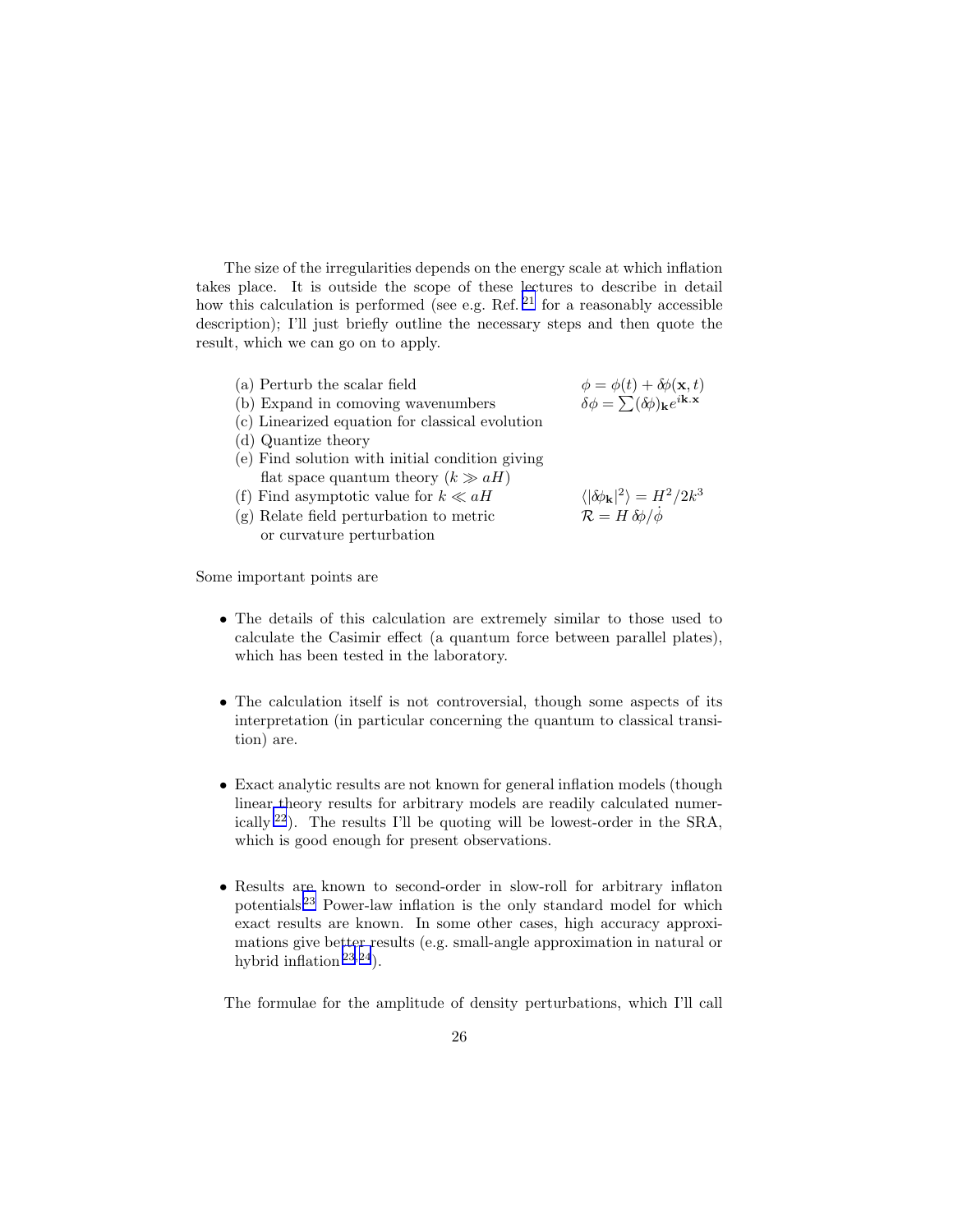The size of the irregularities depends on the energy scale at which inflation takes place. It is outside the scope of these lectures to describe in detail how this calculation is performed (see e.g. Ref. [21] for a reasonably accessible description); I'll just briefly outline the necessary steps and then quote the result, which we can go on to apply.

| | |
|---|---|
| (a) Perturb the scalar field | $\phi = \phi(t) + \delta\phi(\mathbf{x}, t)$ |
| (b) Expand in comoving wavenumbers | $\delta\phi = \sum (\delta\phi)_{\mathbf{k}} e^{i\mathbf{k}.\mathbf{x}}$ |
| (c) Linearized equation for classical evolution | |
| (d) Quantize theory | |
| (e) Find solution with initial condition giving flat space quantum theory ($k \gg aH$) | |
| (f) Find asymptotic value for $k \ll aH$ | $\langle \vert\delta\phi_{\mathbf{k}}\vert^2 \rangle = H^2/2k^3$ |
| (g) Relate field perturbation to metric or curvature perturbation | $\mathcal{R} = H\,\delta\phi/\dot{\phi}$ |

Some important points are

- The details of this calculation are extremely similar to those used to calculate the Casimir effect (a quantum force between parallel plates), which has been tested in the laboratory.

- The calculation itself is not controversial, though some aspects of its interpretation (in particular concerning the quantum to classical transition) are.

- Exact analytic results are not known for general inflation models (though linear theory results for arbitrary models are readily calculated numerically [22]). The results I'll be quoting will be lowest-order in the SRA, which is good enough for present observations.

- Results are known to second-order in slow-roll for arbitrary inflaton potentials.[23] Power-law inflation is the only standard model for which exact results are known. In some other cases, high accuracy approximations give better results (e.g. small-angle approximation in natural or hybrid inflation [23,24]).

The formulae for the amplitude of density perturbations, which I'll call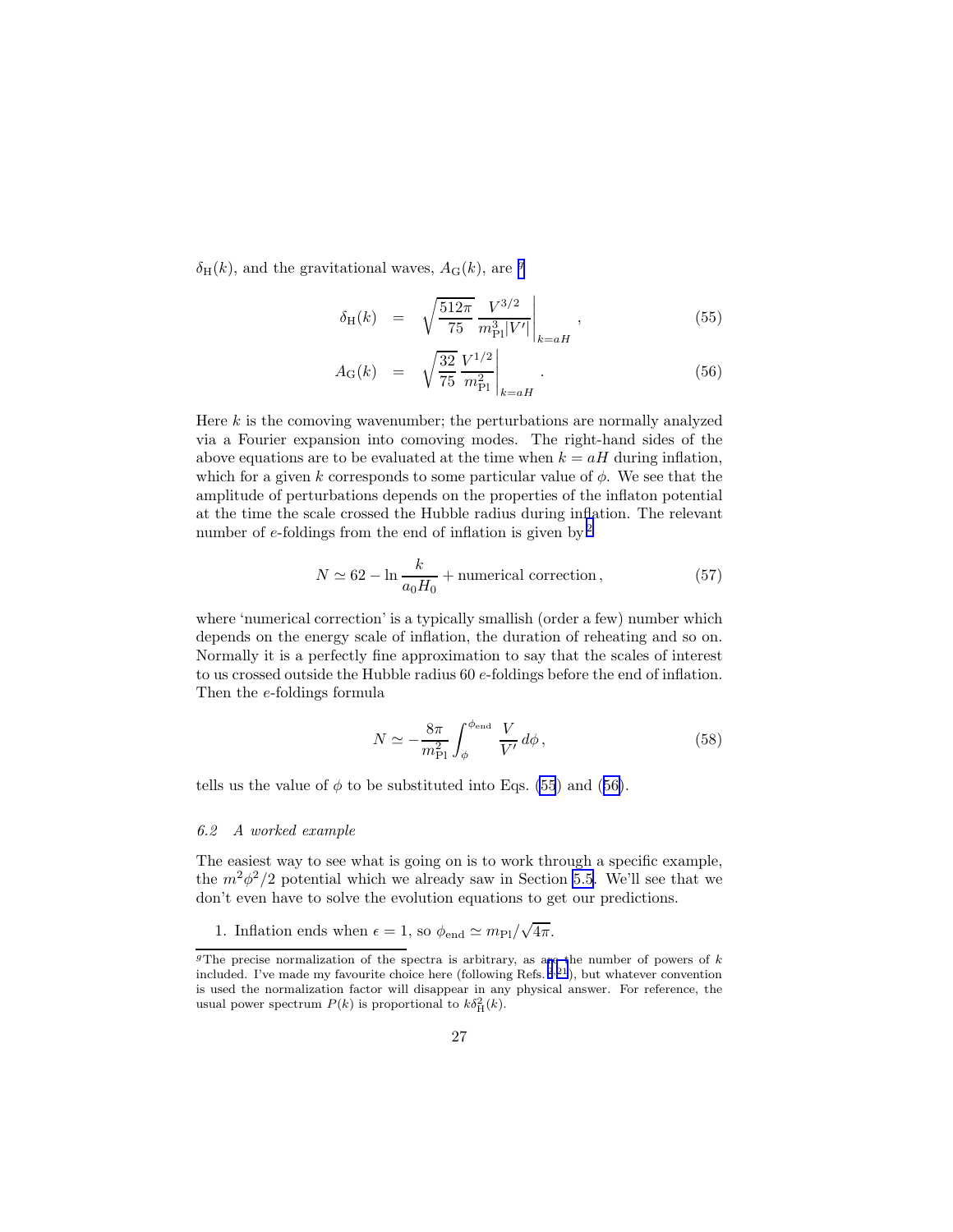$\delta_{\rm H}(k)$, and the gravitational waves, $A_{\rm G}(k)$, are [g]

$$
\delta_{\rm H}(k) = \sqrt{\frac{512\pi}{75}} \frac{V^{3/2}}{m_{\rm Pl}^3 |V'|}\bigg|_{k=aH}, \tag{55}
$$

$$
A_{\rm G}(k) = \sqrt{\frac{32}{75}} \frac{V^{1/2}}{m_{\rm Pl}^2}\bigg|_{k=aH}. \tag{56}
$$

Here $k$ is the comoving wavenumber; the perturbations are normally analyzed via a Fourier expansion into comoving modes. The right-hand sides of the above equations are to be evaluated at the time when $k = aH$ during inflation, which for a given $k$ corresponds to some particular value of $\phi$. We see that the amplitude of perturbations depends on the properties of the inflaton potential at the time the scale crossed the Hubble radius during inflation. The relevant number of $e$-foldings from the end of inflation is given by[2]

$$
N \simeq 62 - \ln \frac{k}{a_0 H_0} + \text{numerical correction}, \tag{57}
$$

where 'numerical correction' is a typically smallish (order a few) number which depends on the energy scale of inflation, the duration of reheating and so on. Normally it is a perfectly fine approximation to say that the scales of interest to us crossed outside the Hubble radius 60 $e$-foldings before the end of inflation. Then the $e$-foldings formula

$$
N \simeq -\frac{8\pi}{m_{\rm Pl}^2} \int_{\phi}^{\phi_{\rm end}} \frac{V}{V'}\, d\phi, \tag{58}
$$

tells us the value of $\phi$ to be substituted into Eqs. (55) and (56).

### 6.2 A worked example

The easiest way to see what is going on is to work through a specific example, the $m^2\phi^2/2$ potential which we already saw in Section 5.5. We'll see that we don't even have to solve the evolution equations to get our predictions.

1. Inflation ends when $\epsilon = 1$, so $\phi_{\rm end} \simeq m_{\rm Pl}/\sqrt{4\pi}$.

---

[g] The precise normalization of the spectra is arbitrary, as are the number of powers of $k$ included. I've made my favourite choice here (following Refs. [2,21]), but whatever convention is used the normalization factor will disappear in any physical answer. For reference, the usual power spectrum $P(k)$ is proportional to $k\delta_{\rm H}^2(k)$.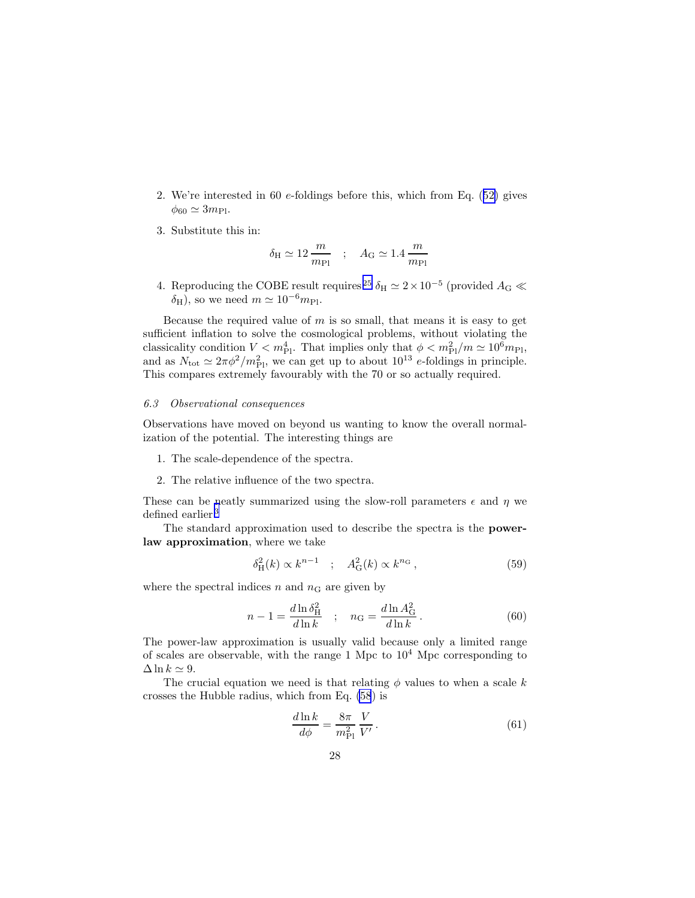2. We're interested in 60 $e$-foldings before this, which from Eq. (52) gives $\phi_{60} \simeq 3m_{\rm Pl}$.

3. Substitute this in:

$$\delta_{\rm H} \simeq 12\,\frac{m}{m_{\rm Pl}} \quad ; \quad A_{\rm G} \simeq 1.4\,\frac{m}{m_{\rm Pl}}$$

4. Reproducing the COBE result requires[25] $\delta_{\rm H} \simeq 2 \times 10^{-5}$ (provided $A_{\rm G} \ll \delta_{\rm H}$), so we need $m \simeq 10^{-6} m_{\rm Pl}$.

Because the required value of $m$ is so small, that means it is easy to get sufficient inflation to solve the cosmological problems, without violating the classicality condition $V < m_{\rm Pl}^4$. That implies only that $\phi < m_{\rm Pl}^2/m \simeq 10^6 m_{\rm Pl}$, and as $N_{\rm tot} \simeq 2\pi\phi^2/m_{\rm Pl}^2$, we can get up to about $10^{13}$ $e$-foldings in principle. This compares extremely favourably with the 70 or so actually required.

### *6.3 Observational consequences*

Observations have moved on beyond us wanting to know the overall normalization of the potential. The interesting things are

1. The scale-dependence of the spectra.

2. The relative influence of the two spectra.

These can be neatly summarized using the slow-roll parameters $\epsilon$ and $\eta$ we defined earlier.[3]

The standard approximation used to describe the spectra is the **power-law approximation**, where we take

$$\delta_{\rm H}^2(k) \propto k^{n-1} \quad ; \quad A_{\rm G}^2(k) \propto k^{n_{\rm G}}\,, \tag{59}$$

where the spectral indices $n$ and $n_{\rm G}$ are given by

$$n - 1 = \frac{d\ln\delta_{\rm H}^2}{d\ln k} \quad ; \quad n_{\rm G} = \frac{d\ln A_{\rm G}^2}{d\ln k}\,. \tag{60}$$

The power-law approximation is usually valid because only a limited range of scales are observable, with the range 1 Mpc to $10^4$ Mpc corresponding to $\Delta \ln k \simeq 9$.

The crucial equation we need is that relating $\phi$ values to when a scale $k$ crosses the Hubble radius, which from Eq. (58) is

$$\frac{d\ln k}{d\phi} = \frac{8\pi}{m_{\rm Pl}^2}\,\frac{V}{V'}\,. \tag{61}$$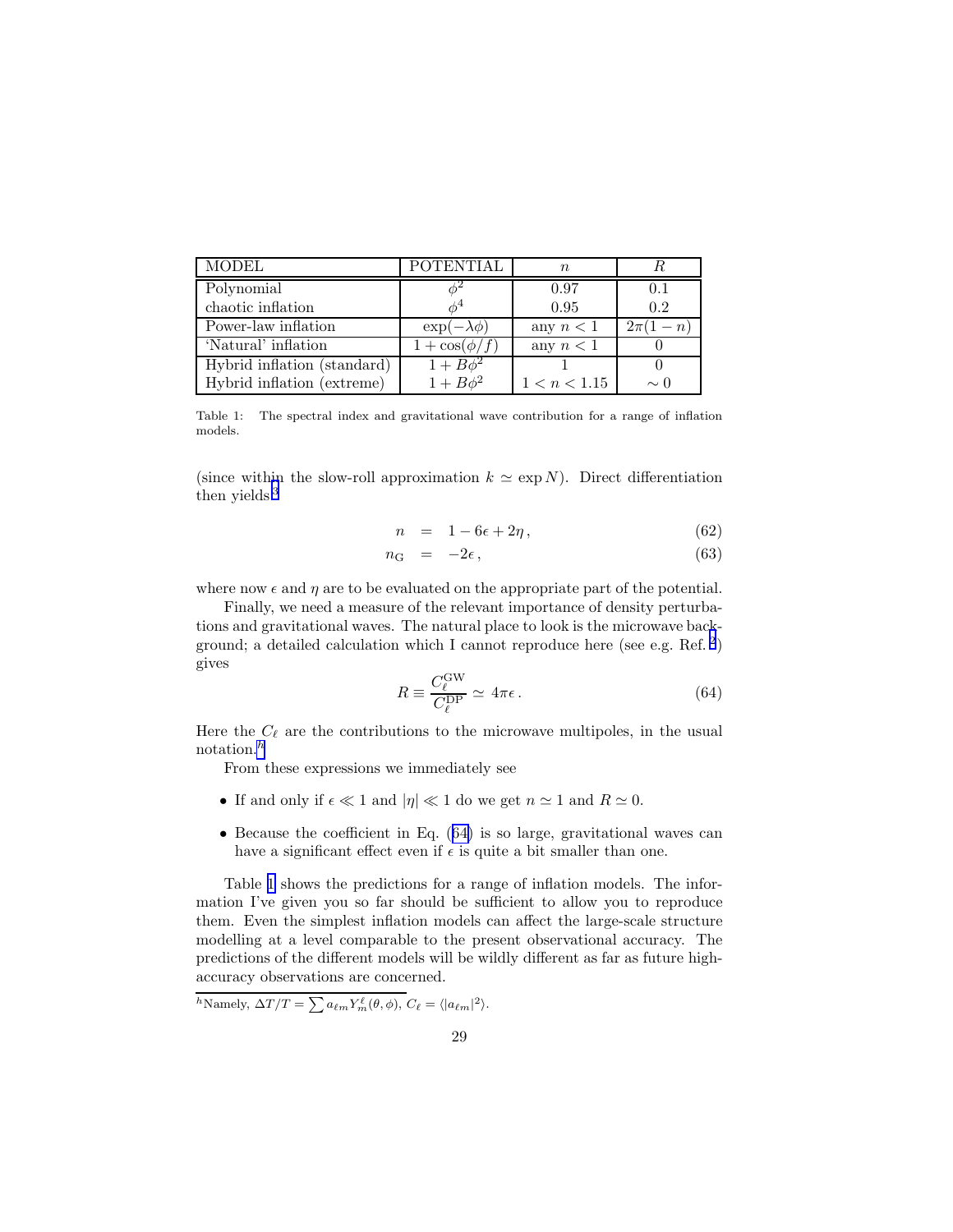| MODEL | POTENTIAL | $n$ | $R$ |
|---|---|---|---|
| Polynomial | $\phi^2$ | 0.97 | 0.1 |
| chaotic inflation | $\phi^4$ | 0.95 | 0.2 |
| Power-law inflation | $\exp(-\lambda\phi)$ | any $n < 1$ | $2\pi(1-n)$ |
| 'Natural' inflation | $1 + \cos(\phi/f)$ | any $n < 1$ | 0 |
| Hybrid inflation (standard) | $1 + B\phi^2$ | 1 | 0 |
| Hybrid inflation (extreme) | $1 + B\phi^2$ | $1 < n < 1.15$ | $\sim 0$ |

Table 1: The spectral index and gravitational wave contribution for a range of inflation models.

(since within the slow-roll approximation $k \simeq \exp N$). Direct differentiation then yields[3]

$$n = 1 - 6\epsilon + 2\eta\,, \tag{62}$$

$$n_{\rm G} = -2\epsilon\,, \tag{63}$$

where now $\epsilon$ and $\eta$ are to be evaluated on the appropriate part of the potential.

Finally, we need a measure of the relevant importance of density perturbations and gravitational waves. The natural place to look is the microwave background; a detailed calculation which I cannot reproduce here (see e.g. Ref. [2]) gives

$$R \equiv \frac{C_\ell^{\rm GW}}{C_\ell^{\rm DP}} \simeq 4\pi\epsilon\,. \tag{64}$$

Here the $C_\ell$ are the contributions to the microwave multipoles, in the usual notation.[h]

From these expressions we immediately see

- If and only if $\epsilon \ll 1$ and $|\eta| \ll 1$ do we get $n \simeq 1$ and $R \simeq 0$.
- Because the coefficient in Eq. (64) is so large, gravitational waves can have a significant effect even if $\epsilon$ is quite a bit smaller than one.

Table 1 shows the predictions for a range of inflation models. The information I've given you so far should be sufficient to allow you to reproduce them. Even the simplest inflation models can affect the large-scale structure modelling at a level comparable to the present observational accuracy. The predictions of the different models will be wildly different as far as future high-accuracy observations are concerned.

[h] Namely, $\Delta T/T = \sum a_{\ell m} Y_m^\ell(\theta,\phi)$, $C_\ell = \langle |a_{\ell m}|^2 \rangle$.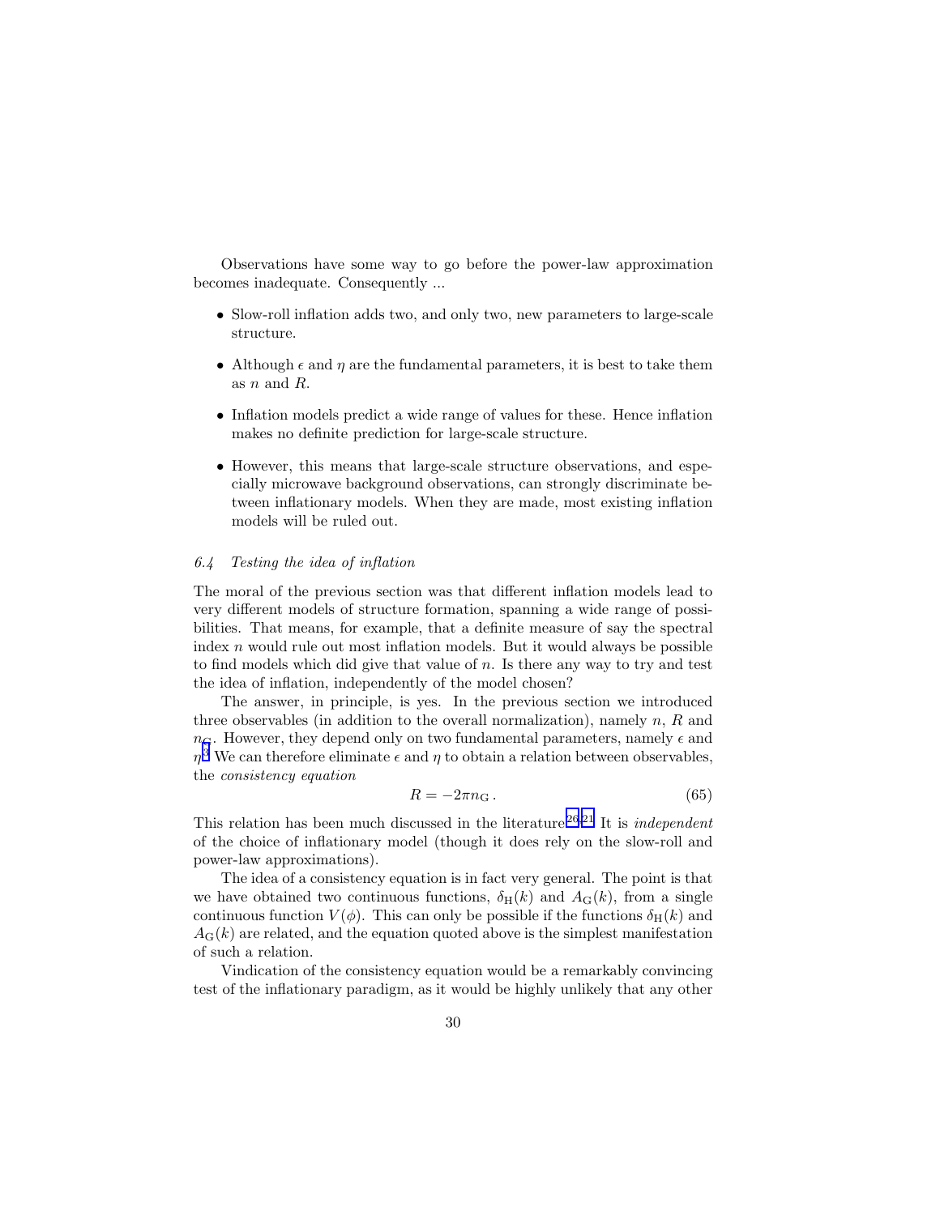Observations have some way to go before the power-law approximation becomes inadequate. Consequently ...

- Slow-roll inflation adds two, and only two, new parameters to large-scale structure.
- Although $\epsilon$ and $\eta$ are the fundamental parameters, it is best to take them as $n$ and $R$.
- Inflation models predict a wide range of values for these. Hence inflation makes no definite prediction for large-scale structure.
- However, this means that large-scale structure observations, and especially microwave background observations, can strongly discriminate between inflationary models. When they are made, most existing inflation models will be ruled out.

### *6.4 Testing the idea of inflation*

The moral of the previous section was that different inflation models lead to very different models of structure formation, spanning a wide range of possibilities. That means, for example, that a definite measure of say the spectral index $n$ would rule out most inflation models. But it would always be possible to find models which did give that value of $n$. Is there any way to try and test the idea of inflation, independently of the model chosen?

The answer, in principle, is yes. In the previous section we introduced three observables (in addition to the overall normalization), namely $n$, $R$ and $n_{\rm G}$. However, they depend only on two fundamental parameters, namely $\epsilon$ and $\eta$.[3] We can therefore eliminate $\epsilon$ and $\eta$ to obtain a relation between observables, the *consistency equation*

$$R = -2\pi n_{\rm G} \,. \qquad (65)$$

This relation has been much discussed in the literature.[26,21] It is *independent* of the choice of inflationary model (though it does rely on the slow-roll and power-law approximations).

The idea of a consistency equation is in fact very general. The point is that we have obtained two continuous functions, $\delta_{\rm H}(k)$ and $A_{\rm G}(k)$, from a single continuous function $V(\phi)$. This can only be possible if the functions $\delta_{\rm H}(k)$ and $A_{\rm G}(k)$ are related, and the equation quoted above is the simplest manifestation of such a relation.

Vindication of the consistency equation would be a remarkably convincing test of the inflationary paradigm, as it would be highly unlikely that any other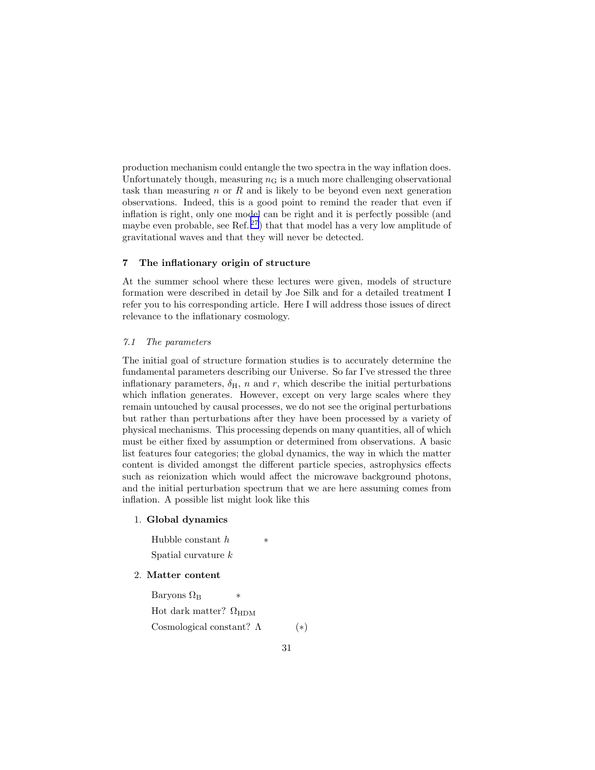production mechanism could entangle the two spectra in the way inflation does. Unfortunately though, measuring $n_{\rm G}$ is a much more challenging observational task than measuring $n$ or $R$ and is likely to be beyond even next generation observations. Indeed, this is a good point to remind the reader that even if inflation is right, only one model can be right and it is perfectly possible (and maybe even probable, see Ref.[27]) that that model has a very low amplitude of gravitational waves and that they will never be detected.

## 7 The inflationary origin of structure

At the summer school where these lectures were given, models of structure formation were described in detail by Joe Silk and for a detailed treatment I refer you to his corresponding article. Here I will address those issues of direct relevance to the inflationary cosmology.

### *7.1 The parameters*

The initial goal of structure formation studies is to accurately determine the fundamental parameters describing our Universe. So far I've stressed the three inflationary parameters, $\delta_{\rm H}$, $n$ and $r$, which describe the initial perturbations which inflation generates. However, except on very large scales where they remain untouched by causal processes, we do not see the original perturbations but rather than perturbations after they have been processed by a variety of physical mechanisms. This processing depends on many quantities, all of which must be either fixed by assumption or determined from observations. A basic list features four categories; the global dynamics, the way in which the matter content is divided amongst the different particle species, astrophysics effects such as reionization which would affect the microwave background photons, and the initial perturbation spectrum that we are here assuming comes from inflation. A possible list might look like this

1. **Global dynamics**

   Hubble constant $h$ $\quad$ $*$

   Spatial curvature $k$

2. **Matter content**

   Baryons $\Omega_{\rm B}$ $\quad$ $*$

   Hot dark matter? $\Omega_{\rm HDM}$

   Cosmological constant? $\Lambda$ $\quad$ $(*)$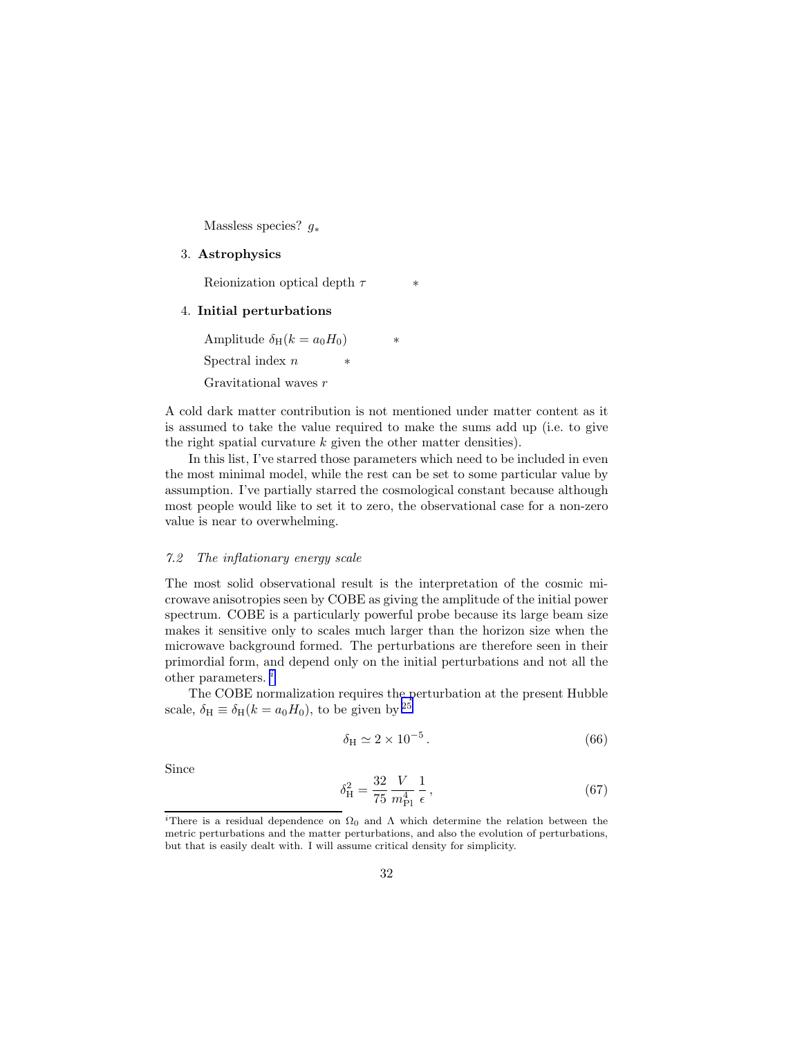Massless species? $g_*$

3. **Astrophysics**

   Reionization optical depth $\tau$ $\quad\quad *$

4. **Initial perturbations**

   Amplitude $\delta_{\mathrm{H}}(k = a_0 H_0)$ $\quad\quad *$

   Spectral index $n$ $\quad\quad *$

   Gravitational waves $r$

A cold dark matter contribution is not mentioned under matter content as it is assumed to take the value required to make the sums add up (i.e. to give the right spatial curvature $k$ given the other matter densities).

In this list, I've starred those parameters which need to be included in even the most minimal model, while the rest can be set to some particular value by assumption. I've partially starred the cosmological constant because although most people would like to set it to zero, the observational case for a non-zero value is near to overwhelming.

### *7.2 The inflationary energy scale*

The most solid observational result is the interpretation of the cosmic microwave anisotropies seen by COBE as giving the amplitude of the initial power spectrum. COBE is a particularly powerful probe because its large beam size makes it sensitive only to scales much larger than the horizon size when the microwave background formed. The perturbations are therefore seen in their primordial form, and depend only on the initial perturbations and not all the other parameters. [i]

The COBE normalization requires the perturbation at the present Hubble scale, $\delta_{\mathrm{H}} \equiv \delta_{\mathrm{H}}(k = a_0 H_0)$, to be given by [25]

$$\delta_{\mathrm{H}} \simeq 2 \times 10^{-5} \,. \tag{66}$$

Since

$$\delta_{\mathrm{H}}^2 = \frac{32}{75} \frac{V}{m_{\mathrm{Pl}}^4} \frac{1}{\epsilon} \,, \tag{67}$$

[i] There is a residual dependence on $\Omega_0$ and $\Lambda$ which determine the relation between the metric perturbations and the matter perturbations, and also the evolution of perturbations, but that is easily dealt with. I will assume critical density for simplicity.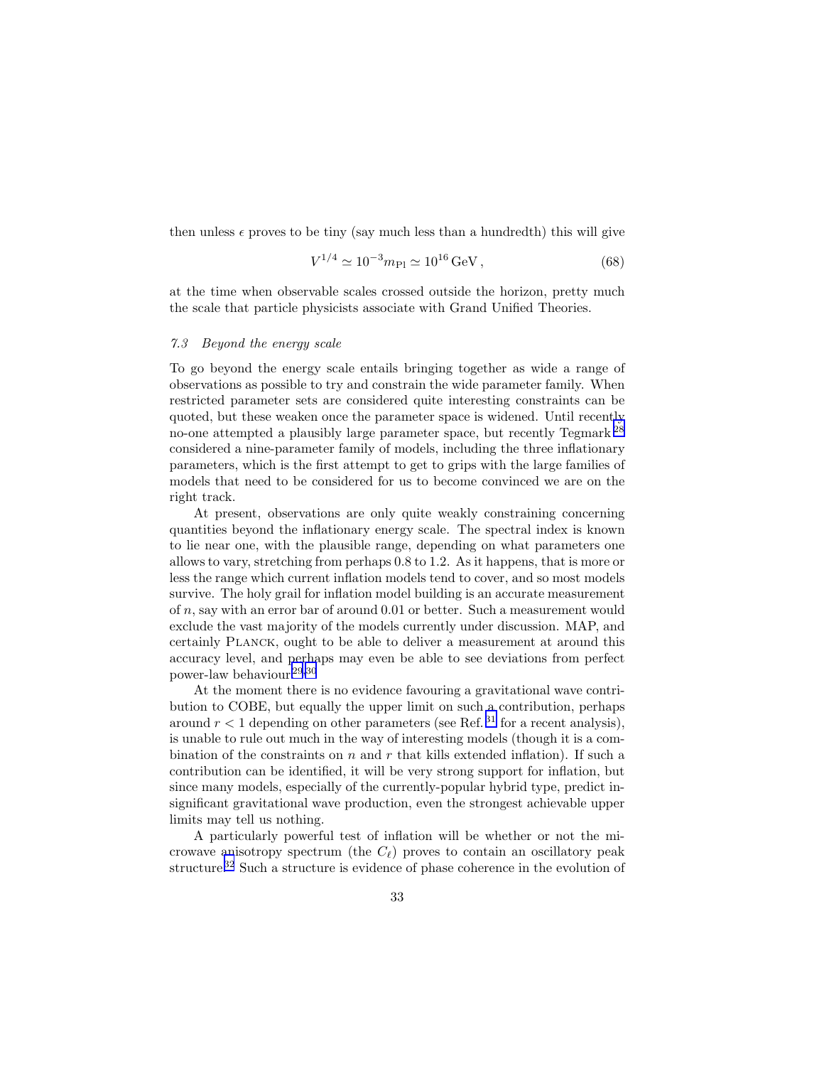then unless $\epsilon$ proves to be tiny (say much less than a hundredth) this will give

$$V^{1/4} \simeq 10^{-3} m_{\rm Pl} \simeq 10^{16}\,{\rm GeV}\,, \tag{68}$$

at the time when observable scales crossed outside the horizon, pretty much the scale that particle physicists associate with Grand Unified Theories.

### *7.3 Beyond the energy scale*

To go beyond the energy scale entails bringing together as wide a range of observations as possible to try and constrain the wide parameter family. When restricted parameter sets are considered quite interesting constraints can be quoted, but these weaken once the parameter space is widened. Until recently no-one attempted a plausibly large parameter space, but recently Tegmark[28] considered a nine-parameter family of models, including the three inflationary parameters, which is the first attempt to get to grips with the large families of models that need to be considered for us to become convinced we are on the right track.

At present, observations are only quite weakly constraining concerning quantities beyond the inflationary energy scale. The spectral index is known to lie near one, with the plausible range, depending on what parameters one allows to vary, stretching from perhaps 0.8 to 1.2. As it happens, that is more or less the range which current inflation models tend to cover, and so most models survive. The holy grail for inflation model building is an accurate measurement of $n$, say with an error bar of around 0.01 or better. Such a measurement would exclude the vast majority of the models currently under discussion. MAP, and certainly Planck, ought to be able to deliver a measurement at around this accuracy level, and perhaps may even be able to see deviations from perfect power-law behaviour.[29,30]

At the moment there is no evidence favouring a gravitational wave contribution to COBE, but equally the upper limit on such a contribution, perhaps around $r < 1$ depending on other parameters (see Ref. [31] for a recent analysis), is unable to rule out much in the way of interesting models (though it is a combination of the constraints on $n$ and $r$ that kills extended inflation). If such a contribution can be identified, it will be very strong support for inflation, but since many models, especially of the currently-popular hybrid type, predict insignificant gravitational wave production, even the strongest achievable upper limits may tell us nothing.

A particularly powerful test of inflation will be whether or not the microwave anisotropy spectrum (the $C_\ell$) proves to contain an oscillatory peak structure.[32] Such a structure is evidence of phase coherence in the evolution of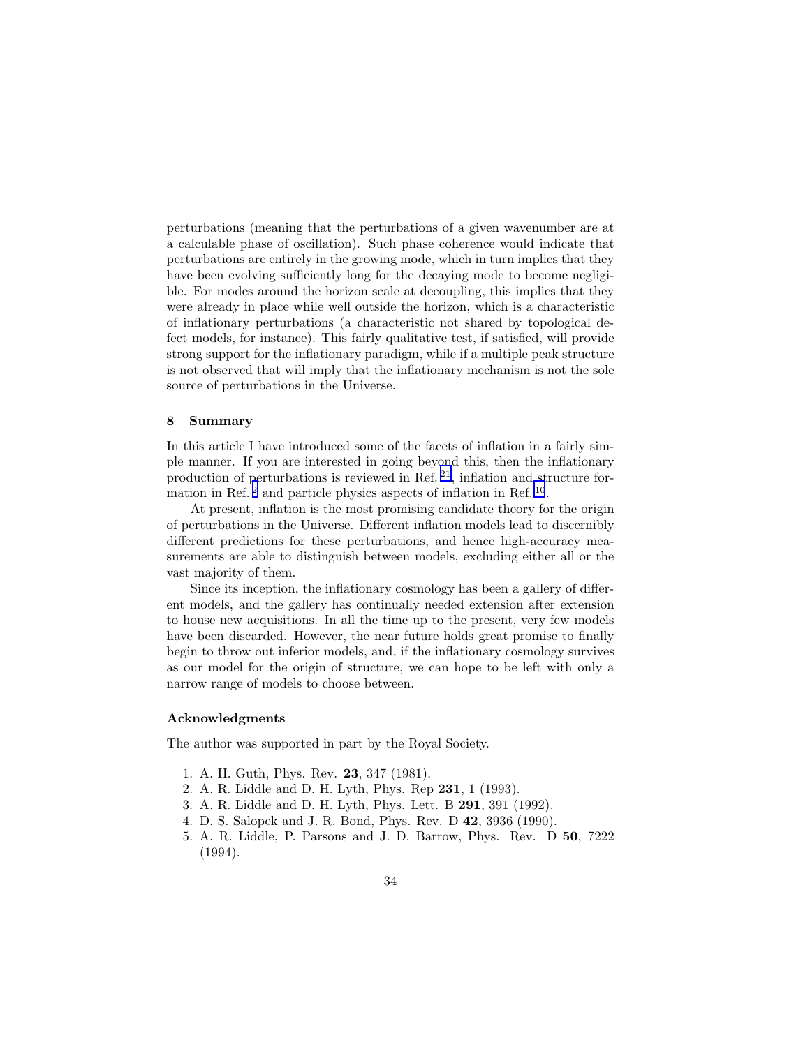perturbations (meaning that the perturbations of a given wavenumber are at a calculable phase of oscillation). Such phase coherence would indicate that perturbations are entirely in the growing mode, which in turn implies that they have been evolving sufficiently long for the decaying mode to become negligible. For modes around the horizon scale at decoupling, this implies that they were already in place while well outside the horizon, which is a characteristic of inflationary perturbations (a characteristic not shared by topological defect models, for instance). This fairly qualitative test, if satisfied, will provide strong support for the inflationary paradigm, while if a multiple peak structure is not observed that will imply that the inflationary mechanism is not the sole source of perturbations in the Universe.

## 8 Summary

In this article I have introduced some of the facets of inflation in a fairly simple manner. If you are interested in going beyond this, then the inflationary production of perturbations is reviewed in Ref. [21], inflation and structure formation in Ref. [2] and particle physics aspects of inflation in Ref. [10].

At present, inflation is the most promising candidate theory for the origin of perturbations in the Universe. Different inflation models lead to discernibly different predictions for these perturbations, and hence high-accuracy measurements are able to distinguish between models, excluding either all or the vast majority of them.

Since its inception, the inflationary cosmology has been a gallery of different models, and the gallery has continually needed extension after extension to house new acquisitions. In all the time up to the present, very few models have been discarded. However, the near future holds great promise to finally begin to throw out inferior models, and, if the inflationary cosmology survives as our model for the origin of structure, we can hope to be left with only a narrow range of models to choose between.

### Acknowledgments

The author was supported in part by the Royal Society.

1. A. H. Guth, Phys. Rev. **23**, 347 (1981).
2. A. R. Liddle and D. H. Lyth, Phys. Rep **231**, 1 (1993).
3. A. R. Liddle and D. H. Lyth, Phys. Lett. B **291**, 391 (1992).
4. D. S. Salopek and J. R. Bond, Phys. Rev. D **42**, 3936 (1990).
5. A. R. Liddle, P. Parsons and J. D. Barrow, Phys. Rev. D **50**, 7222 (1994).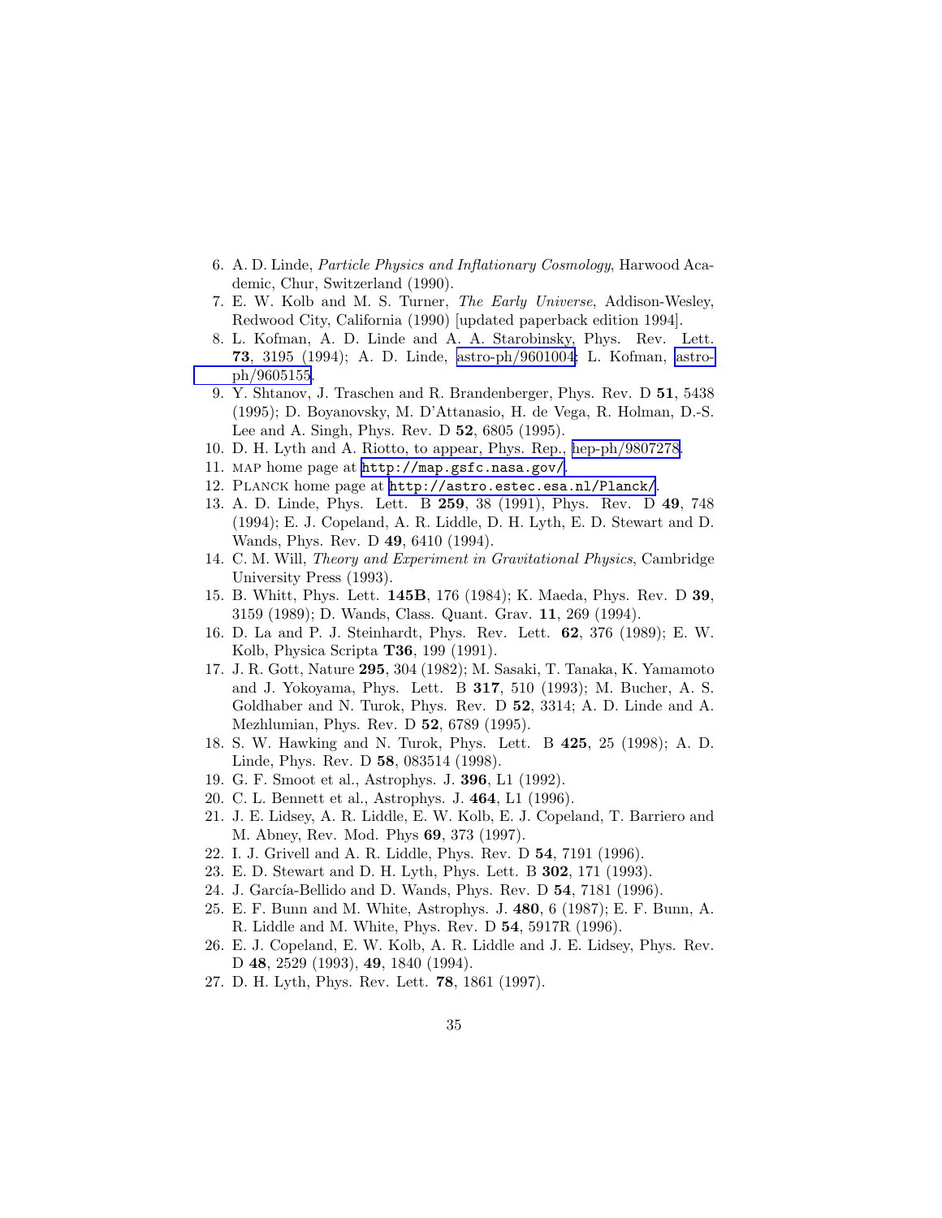6. A. D. Linde, *Particle Physics and Inflationary Cosmology*, Harwood Academic, Chur, Switzerland (1990).
7. E. W. Kolb and M. S. Turner, *The Early Universe*, Addison-Wesley, Redwood City, California (1990) [updated paperback edition 1994].
8. L. Kofman, A. D. Linde and A. A. Starobinsky, Phys. Rev. Lett. **73**, 3195 (1994); A. D. Linde, astro-ph/9601004; L. Kofman, astro-ph/9605155.
9. Y. Shtanov, J. Traschen and R. Brandenberger, Phys. Rev. D **51**, 5438 (1995); D. Boyanovsky, M. D'Attanasio, H. de Vega, R. Holman, D.-S. Lee and A. Singh, Phys. Rev. D **52**, 6805 (1995).
10. D. H. Lyth and A. Riotto, to appear, Phys. Rep., hep-ph/9807278.
11. MAP home page at `http://map.gsfc.nasa.gov/`.
12. PLANCK home page at `http://astro.estec.esa.nl/Planck/`.
13. A. D. Linde, Phys. Lett. B **259**, 38 (1991), Phys. Rev. D **49**, 748 (1994); E. J. Copeland, A. R. Liddle, D. H. Lyth, E. D. Stewart and D. Wands, Phys. Rev. D **49**, 6410 (1994).
14. C. M. Will, *Theory and Experiment in Gravitational Physics*, Cambridge University Press (1993).
15. B. Whitt, Phys. Lett. **145B**, 176 (1984); K. Maeda, Phys. Rev. D **39**, 3159 (1989); D. Wands, Class. Quant. Grav. **11**, 269 (1994).
16. D. La and P. J. Steinhardt, Phys. Rev. Lett. **62**, 376 (1989); E. W. Kolb, Physica Scripta **T36**, 199 (1991).
17. J. R. Gott, Nature **295**, 304 (1982); M. Sasaki, T. Tanaka, K. Yamamoto and J. Yokoyama, Phys. Lett. B **317**, 510 (1993); M. Bucher, A. S. Goldhaber and N. Turok, Phys. Rev. D **52**, 3314; A. D. Linde and A. Mezhlumian, Phys. Rev. D **52**, 6789 (1995).
18. S. W. Hawking and N. Turok, Phys. Lett. B **425**, 25 (1998); A. D. Linde, Phys. Rev. D **58**, 083514 (1998).
19. G. F. Smoot et al., Astrophys. J. **396**, L1 (1992).
20. C. L. Bennett et al., Astrophys. J. **464**, L1 (1996).
21. J. E. Lidsey, A. R. Liddle, E. W. Kolb, E. J. Copeland, T. Barriero and M. Abney, Rev. Mod. Phys **69**, 373 (1997).
22. I. J. Grivell and A. R. Liddle, Phys. Rev. D **54**, 7191 (1996).
23. E. D. Stewart and D. H. Lyth, Phys. Lett. B **302**, 171 (1993).
24. J. García-Bellido and D. Wands, Phys. Rev. D **54**, 7181 (1996).
25. E. F. Bunn and M. White, Astrophys. J. **480**, 6 (1987); E. F. Bunn, A. R. Liddle and M. White, Phys. Rev. D **54**, 5917R (1996).
26. E. J. Copeland, E. W. Kolb, A. R. Liddle and J. E. Lidsey, Phys. Rev. D **48**, 2529 (1993), **49**, 1840 (1994).
27. D. H. Lyth, Phys. Rev. Lett. **78**, 1861 (1997).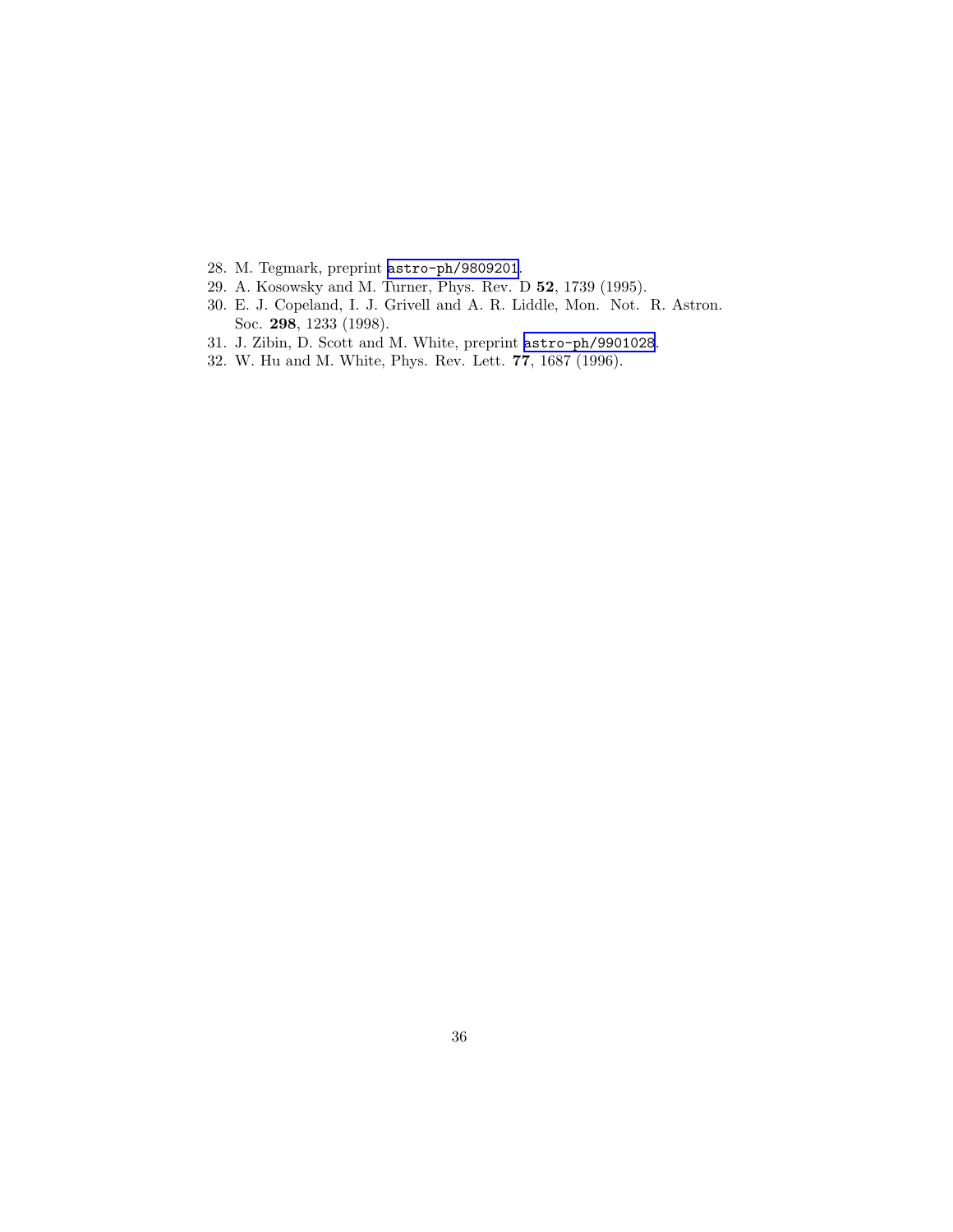28. M. Tegmark, preprint astro-ph/9809201.
29. A. Kosowsky and M. Turner, Phys. Rev. D **52**, 1739 (1995).
30. E. J. Copeland, I. J. Grivell and A. R. Liddle, Mon. Not. R. Astron. Soc. **298**, 1233 (1998).
31. J. Zibin, D. Scott and M. White, preprint astro-ph/9901028.
32. W. Hu and M. White, Phys. Rev. Lett. **77**, 1687 (1996).